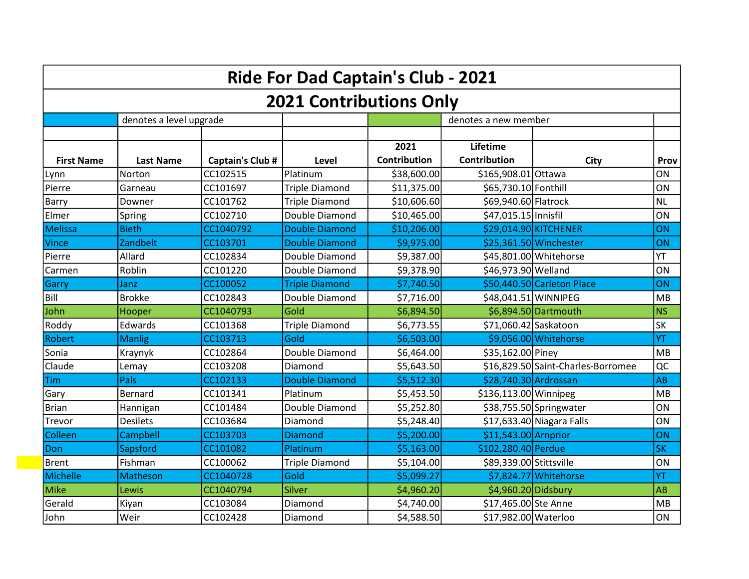# Ride For Dad Captain's Club - 2021

## 2021 Contributions Only

| | denotes a level upgrade | | | | denotes a new member | | |
|---|---|---|---|---|---|---|---|

| First Name | Last Name | Captain's Club # | Level | 2021 Contribution | Lifetime Contribution | City | Prov |
|---|---|---|---|---|---|---|---|
| Lynn | Norton | CC102515 | Platinum | $38,600.00 | $165,908.01 | Ottawa | ON |
| Pierre | Garneau | CC101697 | Triple Diamond | $11,375.00 | $65,730.10 | Fonthill | ON |
| Barry | Downer | CC101762 | Triple Diamond | $10,606.60 | $69,940.60 | Flatrock | NL |
| Elmer | Spring | CC102710 | Double Diamond | $10,465.00 | $47,015.15 | Innisfil | ON |
| Melissa | Bieth | CC1040792 | Double Diamond | $10,206.00 | $29,014.90 | KITCHENER | ON |
| Vince | Zandbelt | CC103701 | Double Diamond | $9,975.00 | $25,361.50 | Winchester | ON |
| Pierre | Allard | CC102834 | Double Diamond | $9,387.00 | $45,801.00 | Whitehorse | YT |
| Carmen | Roblin | CC101220 | Double Diamond | $9,378.90 | $46,973.90 | Welland | ON |
| Garry | Janz | CC100052 | Triple Diamond | $7,740.50 | $50,440.50 | Carleton Place | ON |
| Bill | Brokke | CC102843 | Double Diamond | $7,716.00 | $48,041.51 | WINNIPEG | MB |
| John | Hooper | CC1040793 | Gold | $6,894.50 | $6,894.50 | Dartmouth | NS |
| Roddy | Edwards | CC101368 | Triple Diamond | $6,773.55 | $71,060.42 | Saskatoon | SK |
| Robert | Manlig | CC103713 | Gold | $6,503.00 | $9,056.00 | Whitehorse | YT |
| Sonia | Kraynyk | CC102864 | Double Diamond | $6,464.00 | $35,162.00 | Piney | MB |
| Claude | Lemay | CC103208 | Diamond | $5,643.50 | $16,829.50 | Saint-Charles-Borromee | QC |
| Tim | Pals | CC102133 | Double Diamond | $5,512.30 | $28,740.30 | Ardrossan | AB |
| Gary | Bernard | CC101341 | Platinum | $5,453.50 | $136,113.00 | Winnipeg | MB |
| Brian | Hannigan | CC101484 | Double Diamond | $5,252.80 | $38,755.50 | Springwater | ON |
| Trevor | Desilets | CC103684 | Diamond | $5,248.40 | $17,633.40 | Niagara Falls | ON |
| Colleen | Campbell | CC103703 | Diamond | $5,200.00 | $11,543.00 | Arnprior | ON |
| Don | Sapsford | CC101082 | Platinum | $5,163.00 | $102,280.40 | Perdue | SK |
| Brent | Fishman | CC100062 | Triple Diamond | $5,104.00 | $89,339.00 | Stittsville | ON |
| Michelle | Matheson | CC1040728 | Gold | $5,099.27 | $7,824.77 | Whitehorse | YT |
| Mike | Lewis | CC1040794 | Silver | $4,960.20 | $4,960.20 | Didsbury | AB |
| Gerald | Kiyan | CC103084 | Diamond | $4,740.00 | $17,465.00 | Ste Anne | MB |
| John | Weir | CC102428 | Diamond | $4,588.50 | $17,982.00 | Waterloo | ON |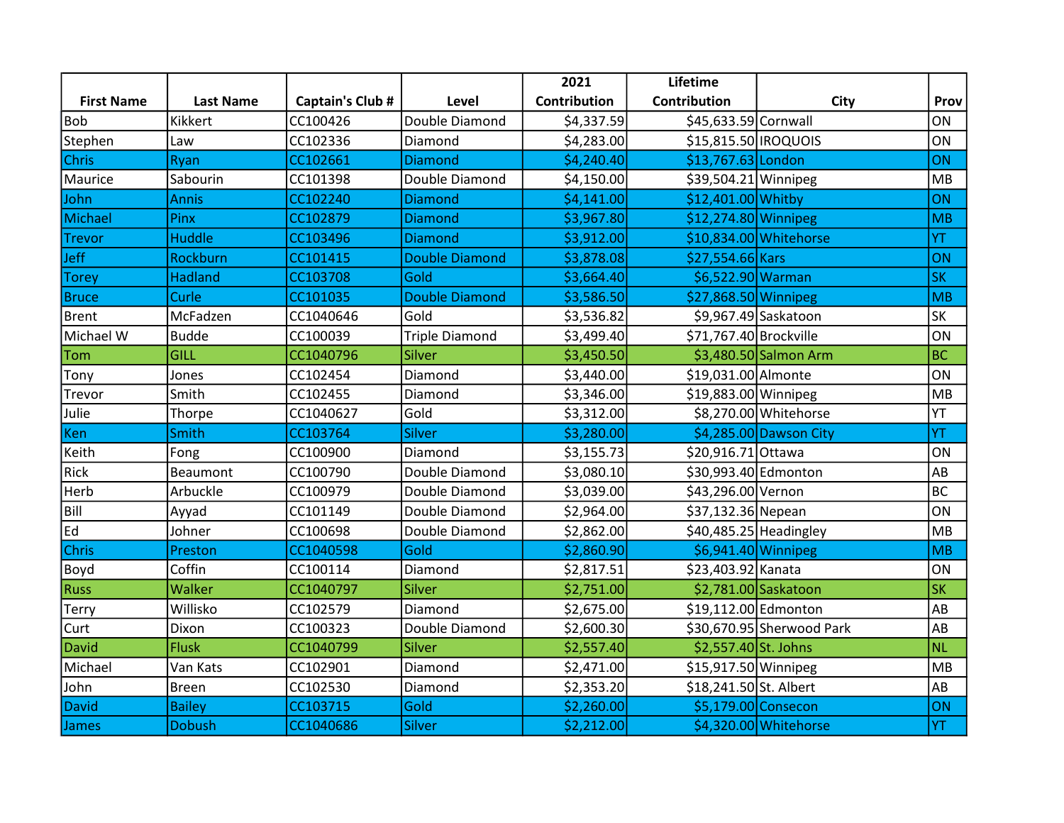| First Name | Last Name | Captain's Club # | Level | 2021 Contribution | Lifetime Contribution | City | Prov |
|---|---|---|---|---|---|---|---|
| Bob | Kikkert | CC100426 | Double Diamond | $4,337.59 | $45,633.59 | Cornwall | ON |
| Stephen | Law | CC102336 | Diamond | $4,283.00 | $15,815.50 | IROQUOIS | ON |
| Chris | Ryan | CC102661 | Diamond | $4,240.40 | $13,767.63 | London | ON |
| Maurice | Sabourin | CC101398 | Double Diamond | $4,150.00 | $39,504.21 | Winnipeg | MB |
| John | Annis | CC102240 | Diamond | $4,141.00 | $12,401.00 | Whitby | ON |
| Michael | Pinx | CC102879 | Diamond | $3,967.80 | $12,274.80 | Winnipeg | MB |
| Trevor | Huddle | CC103496 | Diamond | $3,912.00 | $10,834.00 | Whitehorse | YT |
| Jeff | Rockburn | CC101415 | Double Diamond | $3,878.08 | $27,554.66 | Kars | ON |
| Torey | Hadland | CC103708 | Gold | $3,664.40 | $6,522.90 | Warman | SK |
| Bruce | Curle | CC101035 | Double Diamond | $3,586.50 | $27,868.50 | Winnipeg | MB |
| Brent | McFadzen | CC1040646 | Gold | $3,536.82 | $9,967.49 | Saskatoon | SK |
| Michael W | Budde | CC100039 | Triple Diamond | $3,499.40 | $71,767.40 | Brockville | ON |
| Tom | GILL | CC1040796 | Silver | $3,450.50 | $3,480.50 | Salmon Arm | BC |
| Tony | Jones | CC102454 | Diamond | $3,440.00 | $19,031.00 | Almonte | ON |
| Trevor | Smith | CC102455 | Diamond | $3,346.00 | $19,883.00 | Winnipeg | MB |
| Julie | Thorpe | CC1040627 | Gold | $3,312.00 | $8,270.00 | Whitehorse | YT |
| Ken | Smith | CC103764 | Silver | $3,280.00 | $4,285.00 | Dawson City | YT |
| Keith | Fong | CC100900 | Diamond | $3,155.73 | $20,916.71 | Ottawa | ON |
| Rick | Beaumont | CC100790 | Double Diamond | $3,080.10 | $30,993.40 | Edmonton | AB |
| Herb | Arbuckle | CC100979 | Double Diamond | $3,039.00 | $43,296.00 | Vernon | BC |
| Bill | Ayyad | CC101149 | Double Diamond | $2,964.00 | $37,132.36 | Nepean | ON |
| Ed | Johner | CC100698 | Double Diamond | $2,862.00 | $40,485.25 | Headingley | MB |
| Chris | Preston | CC1040598 | Gold | $2,860.90 | $6,941.40 | Winnipeg | MB |
| Boyd | Coffin | CC100114 | Diamond | $2,817.51 | $23,403.92 | Kanata | ON |
| Russ | Walker | CC1040797 | Silver | $2,751.00 | $2,781.00 | Saskatoon | SK |
| Terry | Willisko | CC102579 | Diamond | $2,675.00 | $19,112.00 | Edmonton | AB |
| Curt | Dixon | CC100323 | Double Diamond | $2,600.30 | $30,670.95 | Sherwood Park | AB |
| David | Flusk | CC1040799 | Silver | $2,557.40 | $2,557.40 | St. Johns | NL |
| Michael | Van Kats | CC102901 | Diamond | $2,471.00 | $15,917.50 | Winnipeg | MB |
| John | Breen | CC102530 | Diamond | $2,353.20 | $18,241.50 | St. Albert | AB |
| David | Bailey | CC103715 | Gold | $2,260.00 | $5,179.00 | Consecon | ON |
| James | Dobush | CC1040686 | Silver | $2,212.00 | $4,320.00 | Whitehorse | YT |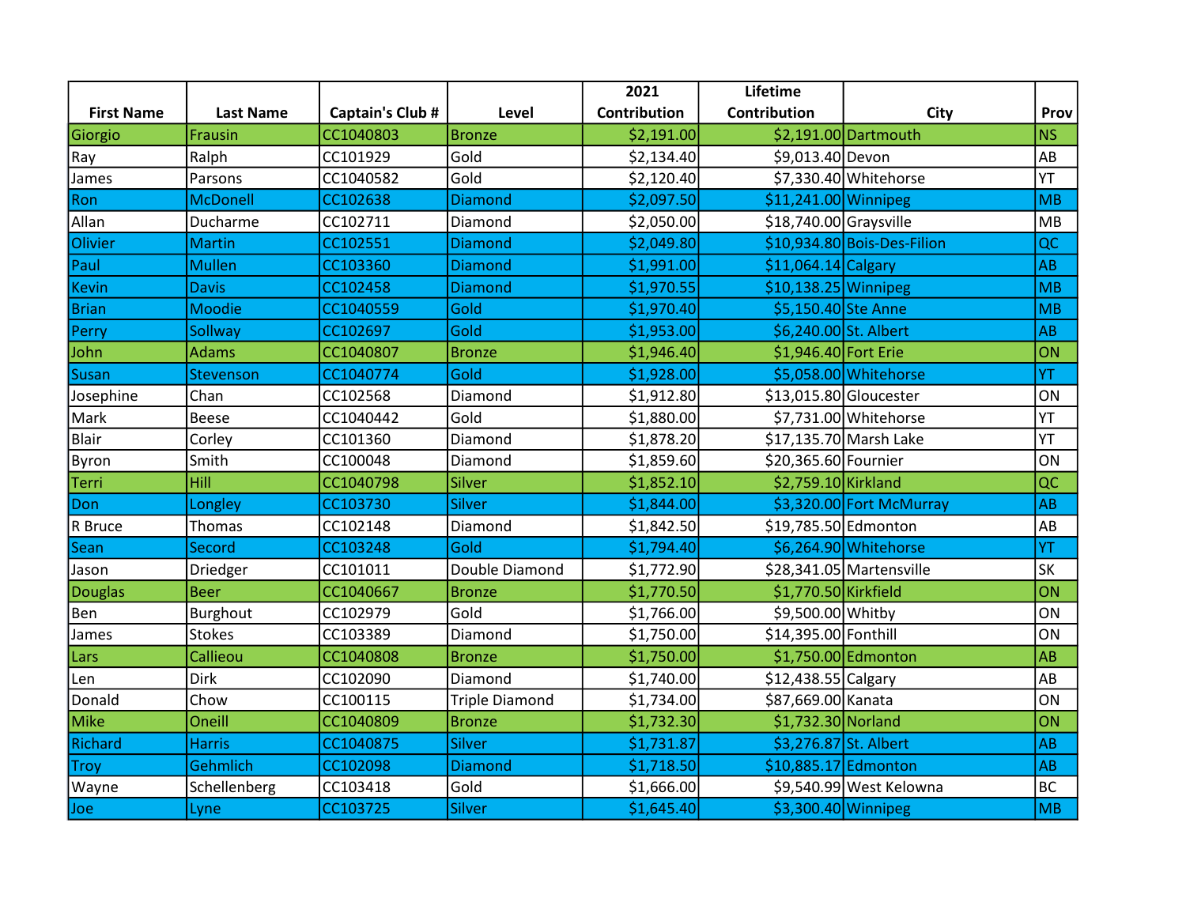| First Name | Last Name | Captain's Club # | Level | 2021 Contribution | Lifetime Contribution | City | Prov |
|---|---|---|---|---|---|---|---|
| Giorgio | Frausin | CC1040803 | Bronze | $2,191.00 | $2,191.00 | Dartmouth | NS |
| Ray | Ralph | CC101929 | Gold | $2,134.40 | $9,013.40 | Devon | AB |
| James | Parsons | CC1040582 | Gold | $2,120.40 | $7,330.40 | Whitehorse | YT |
| Ron | McDonell | CC102638 | Diamond | $2,097.50 | $11,241.00 | Winnipeg | MB |
| Allan | Ducharme | CC102711 | Diamond | $2,050.00 | $18,740.00 | Graysville | MB |
| Olivier | Martin | CC102551 | Diamond | $2,049.80 | $10,934.80 | Bois-Des-Filion | QC |
| Paul | Mullen | CC103360 | Diamond | $1,991.00 | $11,064.14 | Calgary | AB |
| Kevin | Davis | CC102458 | Diamond | $1,970.55 | $10,138.25 | Winnipeg | MB |
| Brian | Moodie | CC1040559 | Gold | $1,970.40 | $5,150.40 | Ste Anne | MB |
| Perry | Sollway | CC102697 | Gold | $1,953.00 | $6,240.00 | St. Albert | AB |
| John | Adams | CC1040807 | Bronze | $1,946.40 | $1,946.40 | Fort Erie | ON |
| Susan | Stevenson | CC1040774 | Gold | $1,928.00 | $5,058.00 | Whitehorse | YT |
| Josephine | Chan | CC102568 | Diamond | $1,912.80 | $13,015.80 | Gloucester | ON |
| Mark | Beese | CC1040442 | Gold | $1,880.00 | $7,731.00 | Whitehorse | YT |
| Blair | Corley | CC101360 | Diamond | $1,878.20 | $17,135.70 | Marsh Lake | YT |
| Byron | Smith | CC100048 | Diamond | $1,859.60 | $20,365.60 | Fournier | ON |
| Terri | Hill | CC1040798 | Silver | $1,852.10 | $2,759.10 | Kirkland | QC |
| Don | Longley | CC103730 | Silver | $1,844.00 | $3,320.00 | Fort McMurray | AB |
| R Bruce | Thomas | CC102148 | Diamond | $1,842.50 | $19,785.50 | Edmonton | AB |
| Sean | Secord | CC103248 | Gold | $1,794.40 | $6,264.90 | Whitehorse | YT |
| Jason | Driedger | CC101011 | Double Diamond | $1,772.90 | $28,341.05 | Martensville | SK |
| Douglas | Beer | CC1040667 | Bronze | $1,770.50 | $1,770.50 | Kirkfield | ON |
| Ben | Burghout | CC102979 | Gold | $1,766.00 | $9,500.00 | Whitby | ON |
| James | Stokes | CC103389 | Diamond | $1,750.00 | $14,395.00 | Fonthill | ON |
| Lars | Callieou | CC1040808 | Bronze | $1,750.00 | $1,750.00 | Edmonton | AB |
| Len | Dirk | CC102090 | Diamond | $1,740.00 | $12,438.55 | Calgary | AB |
| Donald | Chow | CC100115 | Triple Diamond | $1,734.00 | $87,669.00 | Kanata | ON |
| Mike | Oneill | CC1040809 | Bronze | $1,732.30 | $1,732.30 | Norland | ON |
| Richard | Harris | CC1040875 | Silver | $1,731.87 | $3,276.87 | St. Albert | AB |
| Troy | Gehmlich | CC102098 | Diamond | $1,718.50 | $10,885.17 | Edmonton | AB |
| Wayne | Schellenberg | CC103418 | Gold | $1,666.00 | $9,540.99 | West Kelowna | BC |
| Joe | Lyne | CC103725 | Silver | $1,645.40 | $3,300.40 | Winnipeg | MB |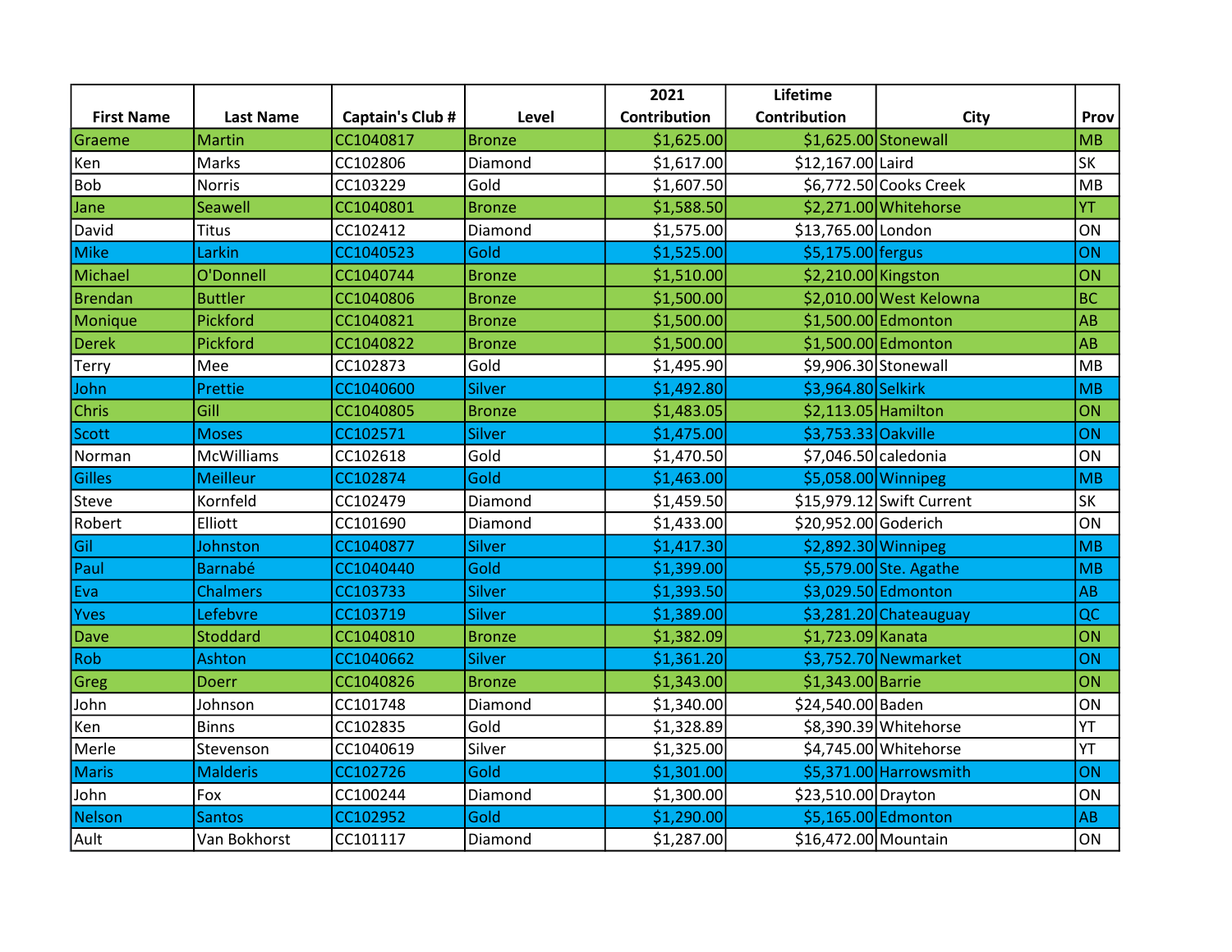| First Name | Last Name | Captain's Club # | Level | 2021 Contribution | Lifetime Contribution | City | Prov |
|---|---|---|---|---|---|---|---|
| Graeme | Martin | CC1040817 | Bronze | $1,625.00 | $1,625.00 | Stonewall | MB |
| Ken | Marks | CC102806 | Diamond | $1,617.00 | $12,167.00 | Laird | SK |
| Bob | Norris | CC103229 | Gold | $1,607.50 | $6,772.50 | Cooks Creek | MB |
| Jane | Seawell | CC1040801 | Bronze | $1,588.50 | $2,271.00 | Whitehorse | YT |
| David | Titus | CC102412 | Diamond | $1,575.00 | $13,765.00 | London | ON |
| Mike | Larkin | CC1040523 | Gold | $1,525.00 | $5,175.00 | fergus | ON |
| Michael | O'Donnell | CC1040744 | Bronze | $1,510.00 | $2,210.00 | Kingston | ON |
| Brendan | Buttler | CC1040806 | Bronze | $1,500.00 | $2,010.00 | West Kelowna | BC |
| Monique | Pickford | CC1040821 | Bronze | $1,500.00 | $1,500.00 | Edmonton | AB |
| Derek | Pickford | CC1040822 | Bronze | $1,500.00 | $1,500.00 | Edmonton | AB |
| Terry | Mee | CC102873 | Gold | $1,495.90 | $9,906.30 | Stonewall | MB |
| John | Prettie | CC1040600 | Silver | $1,492.80 | $3,964.80 | Selkirk | MB |
| Chris | Gill | CC1040805 | Bronze | $1,483.05 | $2,113.05 | Hamilton | ON |
| Scott | Moses | CC102571 | Silver | $1,475.00 | $3,753.33 | Oakville | ON |
| Norman | McWilliams | CC102618 | Gold | $1,470.50 | $7,046.50 | caledonia | ON |
| Gilles | Meilleur | CC102874 | Gold | $1,463.00 | $5,058.00 | Winnipeg | MB |
| Steve | Kornfeld | CC102479 | Diamond | $1,459.50 | $15,979.12 | Swift Current | SK |
| Robert | Elliott | CC101690 | Diamond | $1,433.00 | $20,952.00 | Goderich | ON |
| Gil | Johnston | CC1040877 | Silver | $1,417.30 | $2,892.30 | Winnipeg | MB |
| Paul | Barnabé | CC1040440 | Gold | $1,399.00 | $5,579.00 | Ste. Agathe | MB |
| Eva | Chalmers | CC103733 | Silver | $1,393.50 | $3,029.50 | Edmonton | AB |
| Yves | Lefebvre | CC103719 | Silver | $1,389.00 | $3,281.20 | Chateauguay | QC |
| Dave | Stoddard | CC1040810 | Bronze | $1,382.09 | $1,723.09 | Kanata | ON |
| Rob | Ashton | CC1040662 | Silver | $1,361.20 | $3,752.70 | Newmarket | ON |
| Greg | Doerr | CC1040826 | Bronze | $1,343.00 | $1,343.00 | Barrie | ON |
| John | Johnson | CC101748 | Diamond | $1,340.00 | $24,540.00 | Baden | ON |
| Ken | Binns | CC102835 | Gold | $1,328.89 | $8,390.39 | Whitehorse | YT |
| Merle | Stevenson | CC1040619 | Silver | $1,325.00 | $4,745.00 | Whitehorse | YT |
| Maris | Malderis | CC102726 | Gold | $1,301.00 | $5,371.00 | Harrowsmith | ON |
| John | Fox | CC100244 | Diamond | $1,300.00 | $23,510.00 | Drayton | ON |
| Nelson | Santos | CC102952 | Gold | $1,290.00 | $5,165.00 | Edmonton | AB |
| Ault | Van Bokhorst | CC101117 | Diamond | $1,287.00 | $16,472.00 | Mountain | ON |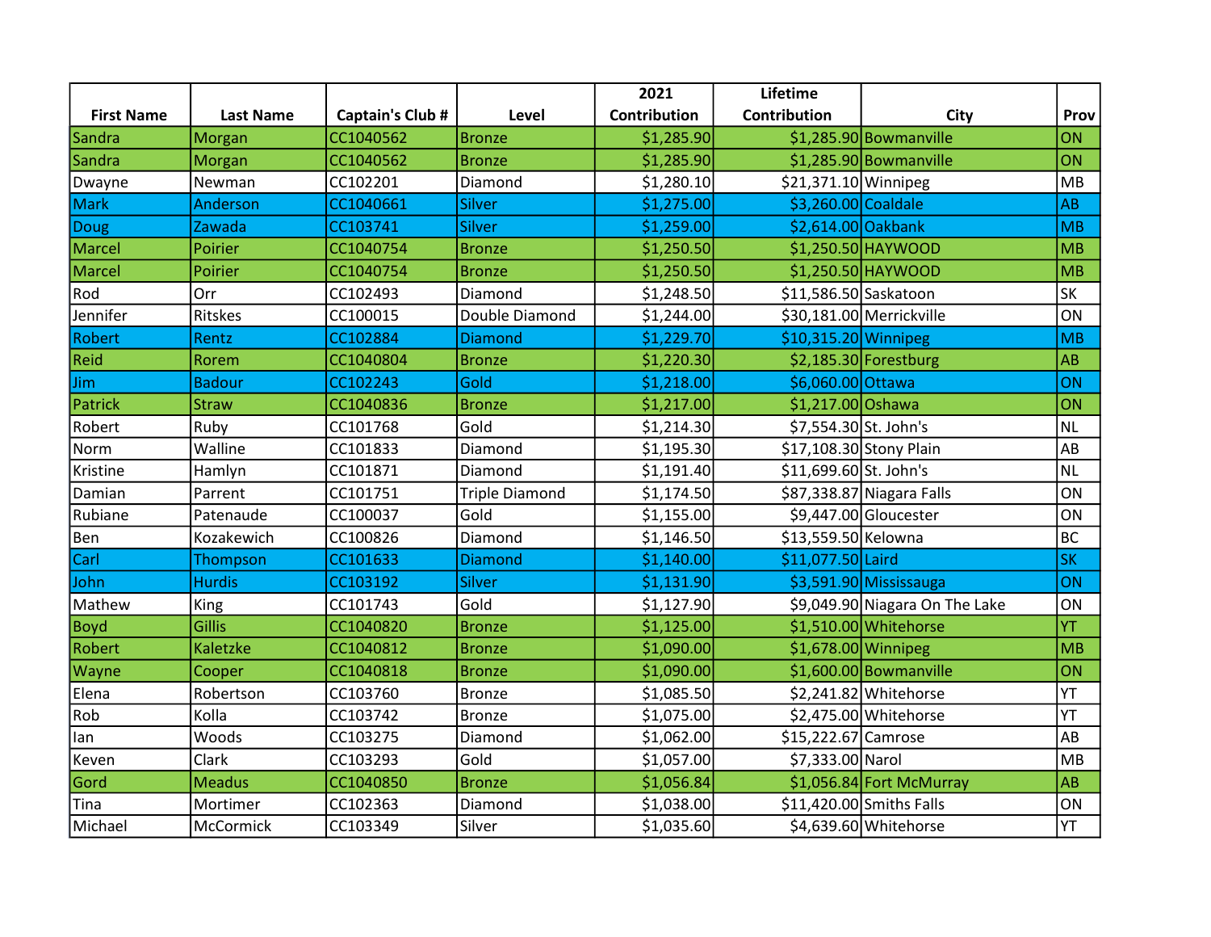| First Name | Last Name | Captain's Club # | Level | 2021 Contribution | Lifetime Contribution | City | Prov |
|---|---|---|---|---|---|---|---|
| Sandra | Morgan | CC1040562 | Bronze | $1,285.90 | $1,285.90 | Bowmanville | ON |
| Sandra | Morgan | CC1040562 | Bronze | $1,285.90 | $1,285.90 | Bowmanville | ON |
| Dwayne | Newman | CC102201 | Diamond | $1,280.10 | $21,371.10 | Winnipeg | MB |
| Mark | Anderson | CC1040661 | Silver | $1,275.00 | $3,260.00 | Coaldale | AB |
| Doug | Zawada | CC103741 | Silver | $1,259.00 | $2,614.00 | Oakbank | MB |
| Marcel | Poirier | CC1040754 | Bronze | $1,250.50 | $1,250.50 | HAYWOOD | MB |
| Marcel | Poirier | CC1040754 | Bronze | $1,250.50 | $1,250.50 | HAYWOOD | MB |
| Rod | Orr | CC102493 | Diamond | $1,248.50 | $11,586.50 | Saskatoon | SK |
| Jennifer | Ritskes | CC100015 | Double Diamond | $1,244.00 | $30,181.00 | Merrickville | ON |
| Robert | Rentz | CC102884 | Diamond | $1,229.70 | $10,315.20 | Winnipeg | MB |
| Reid | Rorem | CC1040804 | Bronze | $1,220.30 | $2,185.30 | Forestburg | AB |
| Jim | Badour | CC102243 | Gold | $1,218.00 | $6,060.00 | Ottawa | ON |
| Patrick | Straw | CC1040836 | Bronze | $1,217.00 | $1,217.00 | Oshawa | ON |
| Robert | Ruby | CC101768 | Gold | $1,214.30 | $7,554.30 | St. John's | NL |
| Norm | Walline | CC101833 | Diamond | $1,195.30 | $17,108.30 | Stony Plain | AB |
| Kristine | Hamlyn | CC101871 | Diamond | $1,191.40 | $11,699.60 | St. John's | NL |
| Damian | Parrent | CC101751 | Triple Diamond | $1,174.50 | $87,338.87 | Niagara Falls | ON |
| Rubiane | Patenaude | CC100037 | Gold | $1,155.00 | $9,447.00 | Gloucester | ON |
| Ben | Kozakewich | CC100826 | Diamond | $1,146.50 | $13,559.50 | Kelowna | BC |
| Carl | Thompson | CC101633 | Diamond | $1,140.00 | $11,077.50 | Laird | SK |
| John | Hurdis | CC103192 | Silver | $1,131.90 | $3,591.90 | Mississauga | ON |
| Mathew | King | CC101743 | Gold | $1,127.90 | $9,049.90 | Niagara On The Lake | ON |
| Boyd | Gillis | CC1040820 | Bronze | $1,125.00 | $1,510.00 | Whitehorse | YT |
| Robert | Kaletzke | CC1040812 | Bronze | $1,090.00 | $1,678.00 | Winnipeg | MB |
| Wayne | Cooper | CC1040818 | Bronze | $1,090.00 | $1,600.00 | Bowmanville | ON |
| Elena | Robertson | CC103760 | Bronze | $1,085.50 | $2,241.82 | Whitehorse | YT |
| Rob | Kolla | CC103742 | Bronze | $1,075.00 | $2,475.00 | Whitehorse | YT |
| Ian | Woods | CC103275 | Diamond | $1,062.00 | $15,222.67 | Camrose | AB |
| Keven | Clark | CC103293 | Gold | $1,057.00 | $7,333.00 | Narol | MB |
| Gord | Meadus | CC1040850 | Bronze | $1,056.84 | $1,056.84 | Fort McMurray | AB |
| Tina | Mortimer | CC102363 | Diamond | $1,038.00 | $11,420.00 | Smiths Falls | ON |
| Michael | McCormick | CC103349 | Silver | $1,035.60 | $4,639.60 | Whitehorse | YT |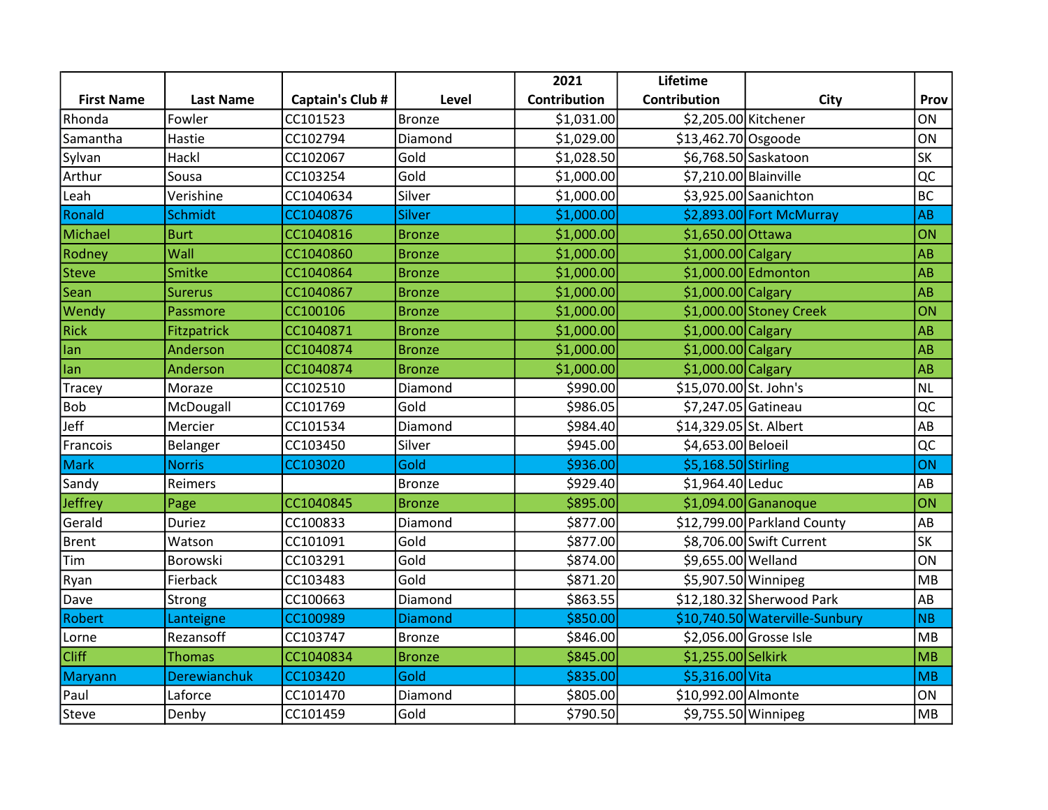| First Name | Last Name | Captain's Club # | Level | 2021 Contribution | Lifetime Contribution | City | Prov |
|---|---|---|---|---|---|---|---|
| Rhonda | Fowler | CC101523 | Bronze | $1,031.00 | $2,205.00 | Kitchener | ON |
| Samantha | Hastie | CC102794 | Diamond | $1,029.00 | $13,462.70 | Osgoode | ON |
| Sylvan | Hackl | CC102067 | Gold | $1,028.50 | $6,768.50 | Saskatoon | SK |
| Arthur | Sousa | CC103254 | Gold | $1,000.00 | $7,210.00 | Blainville | QC |
| Leah | Verishine | CC1040634 | Silver | $1,000.00 | $3,925.00 | Saanichton | BC |
| Ronald | Schmidt | CC1040876 | Silver | $1,000.00 | $2,893.00 | Fort McMurray | AB |
| Michael | Burt | CC1040816 | Bronze | $1,000.00 | $1,650.00 | Ottawa | ON |
| Rodney | Wall | CC1040860 | Bronze | $1,000.00 | $1,000.00 | Calgary | AB |
| Steve | Smitke | CC1040864 | Bronze | $1,000.00 | $1,000.00 | Edmonton | AB |
| Sean | Surerus | CC1040867 | Bronze | $1,000.00 | $1,000.00 | Calgary | AB |
| Wendy | Passmore | CC100106 | Bronze | $1,000.00 | $1,000.00 | Stoney Creek | ON |
| Rick | Fitzpatrick | CC1040871 | Bronze | $1,000.00 | $1,000.00 | Calgary | AB |
| Ian | Anderson | CC1040874 | Bronze | $1,000.00 | $1,000.00 | Calgary | AB |
| Ian | Anderson | CC1040874 | Bronze | $1,000.00 | $1,000.00 | Calgary | AB |
| Tracey | Moraze | CC102510 | Diamond | $990.00 | $15,070.00 | St. John's | NL |
| Bob | McDougall | CC101769 | Gold | $986.05 | $7,247.05 | Gatineau | QC |
| Jeff | Mercier | CC101534 | Diamond | $984.40 | $14,329.05 | St. Albert | AB |
| Francois | Belanger | CC103450 | Silver | $945.00 | $4,653.00 | Beloeil | QC |
| Mark | Norris | CC103020 | Gold | $936.00 | $5,168.50 | Stirling | ON |
| Sandy | Reimers | | Bronze | $929.40 | $1,964.40 | Leduc | AB |
| Jeffrey | Page | CC1040845 | Bronze | $895.00 | $1,094.00 | Gananoque | ON |
| Gerald | Duriez | CC100833 | Diamond | $877.00 | $12,799.00 | Parkland County | AB |
| Brent | Watson | CC101091 | Gold | $877.00 | $8,706.00 | Swift Current | SK |
| Tim | Borowski | CC103291 | Gold | $874.00 | $9,655.00 | Welland | ON |
| Ryan | Fierback | CC103483 | Gold | $871.20 | $5,907.50 | Winnipeg | MB |
| Dave | Strong | CC100663 | Diamond | $863.55 | $12,180.32 | Sherwood Park | AB |
| Robert | Lanteigne | CC100989 | Diamond | $850.00 | $10,740.50 | Waterville-Sunbury | NB |
| Lorne | Rezansoff | CC103747 | Bronze | $846.00 | $2,056.00 | Grosse Isle | MB |
| Cliff | Thomas | CC1040834 | Bronze | $845.00 | $1,255.00 | Selkirk | MB |
| Maryann | Derewianchuk | CC103420 | Gold | $835.00 | $5,316.00 | Vita | MB |
| Paul | Laforce | CC101470 | Diamond | $805.00 | $10,992.00 | Almonte | ON |
| Steve | Denby | CC101459 | Gold | $790.50 | $9,755.50 | Winnipeg | MB |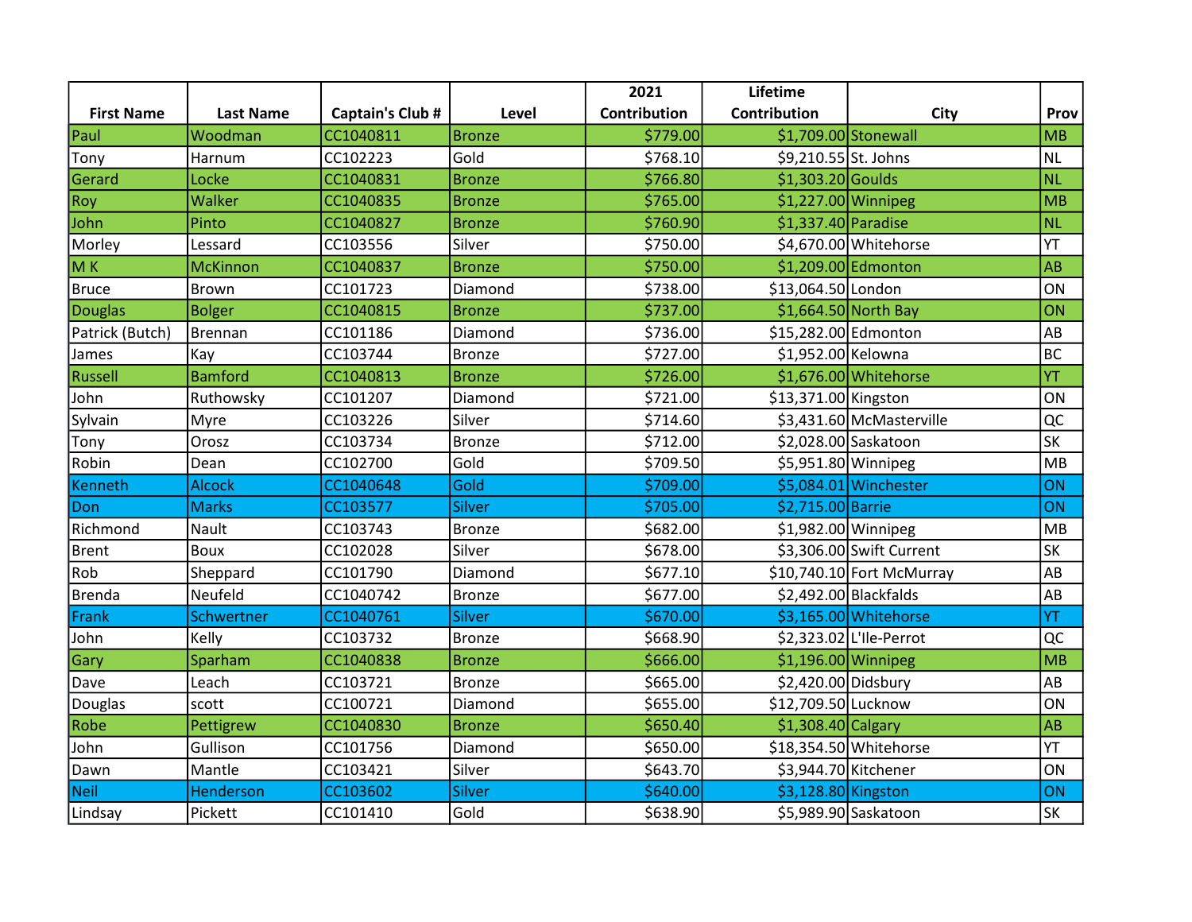| First Name | Last Name | Captain's Club # | Level | 2021 Contribution | Lifetime Contribution | City | Prov |
|---|---|---|---|---|---|---|---|
| Paul | Woodman | CC1040811 | Bronze | $779.00 | $1,709.00 | Stonewall | MB |
| Tony | Harnum | CC102223 | Gold | $768.10 | $9,210.55 | St. Johns | NL |
| Gerard | Locke | CC1040831 | Bronze | $766.80 | $1,303.20 | Goulds | NL |
| Roy | Walker | CC1040835 | Bronze | $765.00 | $1,227.00 | Winnipeg | MB |
| John | Pinto | CC1040827 | Bronze | $760.90 | $1,337.40 | Paradise | NL |
| Morley | Lessard | CC103556 | Silver | $750.00 | $4,670.00 | Whitehorse | YT |
| M K | McKinnon | CC1040837 | Bronze | $750.00 | $1,209.00 | Edmonton | AB |
| Bruce | Brown | CC101723 | Diamond | $738.00 | $13,064.50 | London | ON |
| Douglas | Bolger | CC1040815 | Bronze | $737.00 | $1,664.50 | North Bay | ON |
| Patrick (Butch) | Brennan | CC101186 | Diamond | $736.00 | $15,282.00 | Edmonton | AB |
| James | Kay | CC103744 | Bronze | $727.00 | $1,952.00 | Kelowna | BC |
| Russell | Bamford | CC1040813 | Bronze | $726.00 | $1,676.00 | Whitehorse | YT |
| John | Ruthowsky | CC101207 | Diamond | $721.00 | $13,371.00 | Kingston | ON |
| Sylvain | Myre | CC103226 | Silver | $714.60 | $3,431.60 | McMasterville | QC |
| Tony | Orosz | CC103734 | Bronze | $712.00 | $2,028.00 | Saskatoon | SK |
| Robin | Dean | CC102700 | Gold | $709.50 | $5,951.80 | Winnipeg | MB |
| Kenneth | Alcock | CC1040648 | Gold | $709.00 | $5,084.01 | Winchester | ON |
| Don | Marks | CC103577 | Silver | $705.00 | $2,715.00 | Barrie | ON |
| Richmond | Nault | CC103743 | Bronze | $682.00 | $1,982.00 | Winnipeg | MB |
| Brent | Boux | CC102028 | Silver | $678.00 | $3,306.00 | Swift Current | SK |
| Rob | Sheppard | CC101790 | Diamond | $677.10 | $10,740.10 | Fort McMurray | AB |
| Brenda | Neufeld | CC1040742 | Bronze | $677.00 | $2,492.00 | Blackfalds | AB |
| Frank | Schwertner | CC1040761 | Silver | $670.00 | $3,165.00 | Whitehorse | YT |
| John | Kelly | CC103732 | Bronze | $668.90 | $2,323.02 | L'Ile-Perrot | QC |
| Gary | Sparham | CC1040838 | Bronze | $666.00 | $1,196.00 | Winnipeg | MB |
| Dave | Leach | CC103721 | Bronze | $665.00 | $2,420.00 | Didsbury | AB |
| Douglas | scott | CC100721 | Diamond | $655.00 | $12,709.50 | Lucknow | ON |
| Robe | Pettigrew | CC1040830 | Bronze | $650.40 | $1,308.40 | Calgary | AB |
| John | Gullison | CC101756 | Diamond | $650.00 | $18,354.50 | Whitehorse | YT |
| Dawn | Mantle | CC103421 | Silver | $643.70 | $3,944.70 | Kitchener | ON |
| Neil | Henderson | CC103602 | Silver | $640.00 | $3,128.80 | Kingston | ON |
| Lindsay | Pickett | CC101410 | Gold | $638.90 | $5,989.90 | Saskatoon | SK |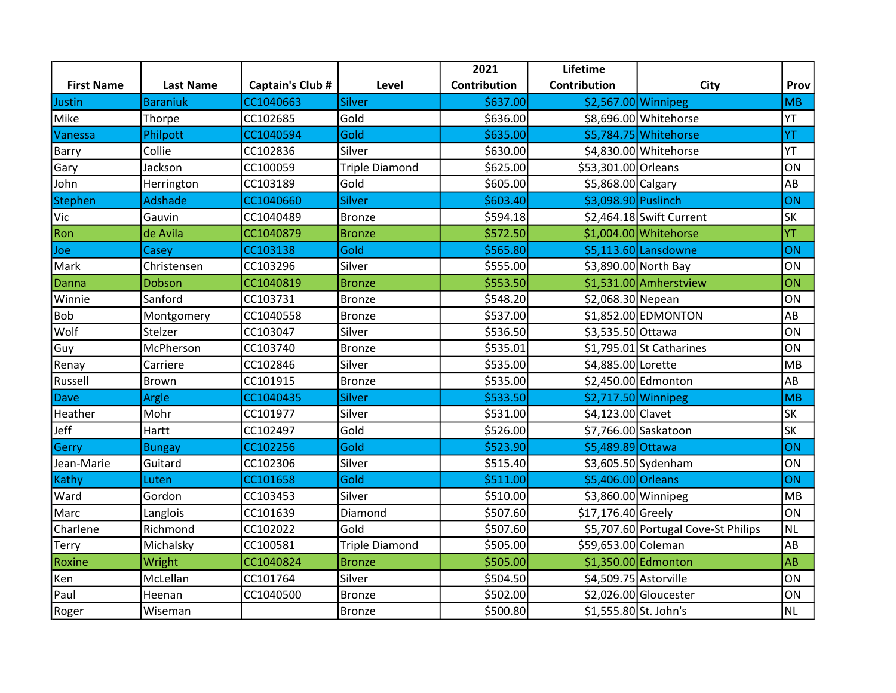| First Name | Last Name | Captain's Club # | Level | 2021 Contribution | Lifetime Contribution | City | Prov |
|---|---|---|---|---|---|---|---|
| Justin | Baraniuk | CC1040663 | Silver | $637.00 | $2,567.00 | Winnipeg | MB |
| Mike | Thorpe | CC102685 | Gold | $636.00 | $8,696.00 | Whitehorse | YT |
| Vanessa | Philpott | CC1040594 | Gold | $635.00 | $5,784.75 | Whitehorse | YT |
| Barry | Collie | CC102836 | Silver | $630.00 | $4,830.00 | Whitehorse | YT |
| Gary | Jackson | CC100059 | Triple Diamond | $625.00 | $53,301.00 | Orleans | ON |
| John | Herrington | CC103189 | Gold | $605.00 | $5,868.00 | Calgary | AB |
| Stephen | Adshade | CC1040660 | Silver | $603.40 | $3,098.90 | Puslinch | ON |
| Vic | Gauvin | CC1040489 | Bronze | $594.18 | $2,464.18 | Swift Current | SK |
| Ron | de Avila | CC1040879 | Bronze | $572.50 | $1,004.00 | Whitehorse | YT |
| Joe | Casey | CC103138 | Gold | $565.80 | $5,113.60 | Lansdowne | ON |
| Mark | Christensen | CC103296 | Silver | $555.00 | $3,890.00 | North Bay | ON |
| Danna | Dobson | CC1040819 | Bronze | $553.50 | $1,531.00 | Amherstview | ON |
| Winnie | Sanford | CC103731 | Bronze | $548.20 | $2,068.30 | Nepean | ON |
| Bob | Montgomery | CC1040558 | Bronze | $537.00 | $1,852.00 | EDMONTON | AB |
| Wolf | Stelzer | CC103047 | Silver | $536.50 | $3,535.50 | Ottawa | ON |
| Guy | McPherson | CC103740 | Bronze | $535.01 | $1,795.01 | St Catharines | ON |
| Renay | Carriere | CC102846 | Silver | $535.00 | $4,885.00 | Lorette | MB |
| Russell | Brown | CC101915 | Bronze | $535.00 | $2,450.00 | Edmonton | AB |
| Dave | Argle | CC1040435 | Silver | $533.50 | $2,717.50 | Winnipeg | MB |
| Heather | Mohr | CC101977 | Silver | $531.00 | $4,123.00 | Clavet | SK |
| Jeff | Hartt | CC102497 | Gold | $526.00 | $7,766.00 | Saskatoon | SK |
| Gerry | Bungay | CC102256 | Gold | $523.90 | $5,489.89 | Ottawa | ON |
| Jean-Marie | Guitard | CC102306 | Silver | $515.40 | $3,605.50 | Sydenham | ON |
| Kathy | Luten | CC101658 | Gold | $511.00 | $5,406.00 | Orleans | ON |
| Ward | Gordon | CC103453 | Silver | $510.00 | $3,860.00 | Winnipeg | MB |
| Marc | Langlois | CC101639 | Diamond | $507.60 | $17,176.40 | Greely | ON |
| Charlene | Richmond | CC102022 | Gold | $507.60 | $5,707.60 | Portugal Cove-St Philips | NL |
| Terry | Michalsky | CC100581 | Triple Diamond | $505.00 | $59,653.00 | Coleman | AB |
| Roxine | Wright | CC1040824 | Bronze | $505.00 | $1,350.00 | Edmonton | AB |
| Ken | McLellan | CC101764 | Silver | $504.50 | $4,509.75 | Astorville | ON |
| Paul | Heenan | CC1040500 | Bronze | $502.00 | $2,026.00 | Gloucester | ON |
| Roger | Wiseman | | Bronze | $500.80 | $1,555.80 | St. John's | NL |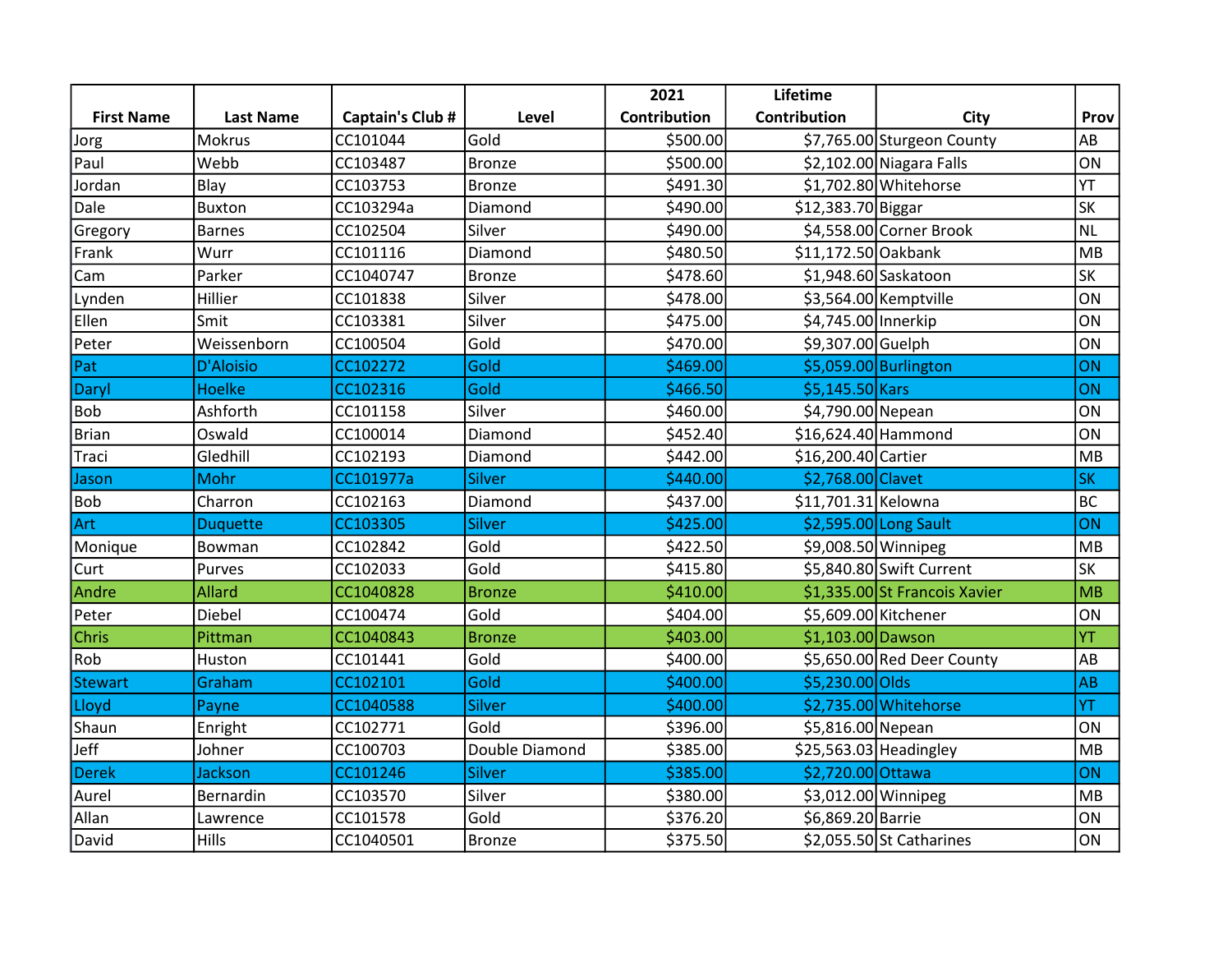| First Name | Last Name | Captain's Club # | Level | 2021 Contribution | Lifetime Contribution | City | Prov |
|---|---|---|---|---|---|---|---|
| Jorg | Mokrus | CC101044 | Gold | $500.00 | $7,765.00 | Sturgeon County | AB |
| Paul | Webb | CC103487 | Bronze | $500.00 | $2,102.00 | Niagara Falls | ON |
| Jordan | Blay | CC103753 | Bronze | $491.30 | $1,702.80 | Whitehorse | YT |
| Dale | Buxton | CC103294a | Diamond | $490.00 | $12,383.70 | Biggar | SK |
| Gregory | Barnes | CC102504 | Silver | $490.00 | $4,558.00 | Corner Brook | NL |
| Frank | Wurr | CC101116 | Diamond | $480.50 | $11,172.50 | Oakbank | MB |
| Cam | Parker | CC1040747 | Bronze | $478.60 | $1,948.60 | Saskatoon | SK |
| Lynden | Hillier | CC101838 | Silver | $478.00 | $3,564.00 | Kemptville | ON |
| Ellen | Smit | CC103381 | Silver | $475.00 | $4,745.00 | Innerkip | ON |
| Peter | Weissenborn | CC100504 | Gold | $470.00 | $9,307.00 | Guelph | ON |
| Pat | D'Aloisio | CC102272 | Gold | $469.00 | $5,059.00 | Burlington | ON |
| Daryl | Hoelke | CC102316 | Gold | $466.50 | $5,145.50 | Kars | ON |
| Bob | Ashforth | CC101158 | Silver | $460.00 | $4,790.00 | Nepean | ON |
| Brian | Oswald | CC100014 | Diamond | $452.40 | $16,624.40 | Hammond | ON |
| Traci | Gledhill | CC102193 | Diamond | $442.00 | $16,200.40 | Cartier | MB |
| Jason | Mohr | CC101977a | Silver | $440.00 | $2,768.00 | Clavet | SK |
| Bob | Charron | CC102163 | Diamond | $437.00 | $11,701.31 | Kelowna | BC |
| Art | Duquette | CC103305 | Silver | $425.00 | $2,595.00 | Long Sault | ON |
| Monique | Bowman | CC102842 | Gold | $422.50 | $9,008.50 | Winnipeg | MB |
| Curt | Purves | CC102033 | Gold | $415.80 | $5,840.80 | Swift Current | SK |
| Andre | Allard | CC1040828 | Bronze | $410.00 | $1,335.00 | St Francois Xavier | MB |
| Peter | Diebel | CC100474 | Gold | $404.00 | $5,609.00 | Kitchener | ON |
| Chris | Pittman | CC1040843 | Bronze | $403.00 | $1,103.00 | Dawson | YT |
| Rob | Huston | CC101441 | Gold | $400.00 | $5,650.00 | Red Deer County | AB |
| Stewart | Graham | CC102101 | Gold | $400.00 | $5,230.00 | Olds | AB |
| Lloyd | Payne | CC1040588 | Silver | $400.00 | $2,735.00 | Whitehorse | YT |
| Shaun | Enright | CC102771 | Gold | $396.00 | $5,816.00 | Nepean | ON |
| Jeff | Johner | CC100703 | Double Diamond | $385.00 | $25,563.03 | Headingley | MB |
| Derek | Jackson | CC101246 | Silver | $385.00 | $2,720.00 | Ottawa | ON |
| Aurel | Bernardin | CC103570 | Silver | $380.00 | $3,012.00 | Winnipeg | MB |
| Allan | Lawrence | CC101578 | Gold | $376.20 | $6,869.20 | Barrie | ON |
| David | Hills | CC1040501 | Bronze | $375.50 | $2,055.50 | St Catharines | ON |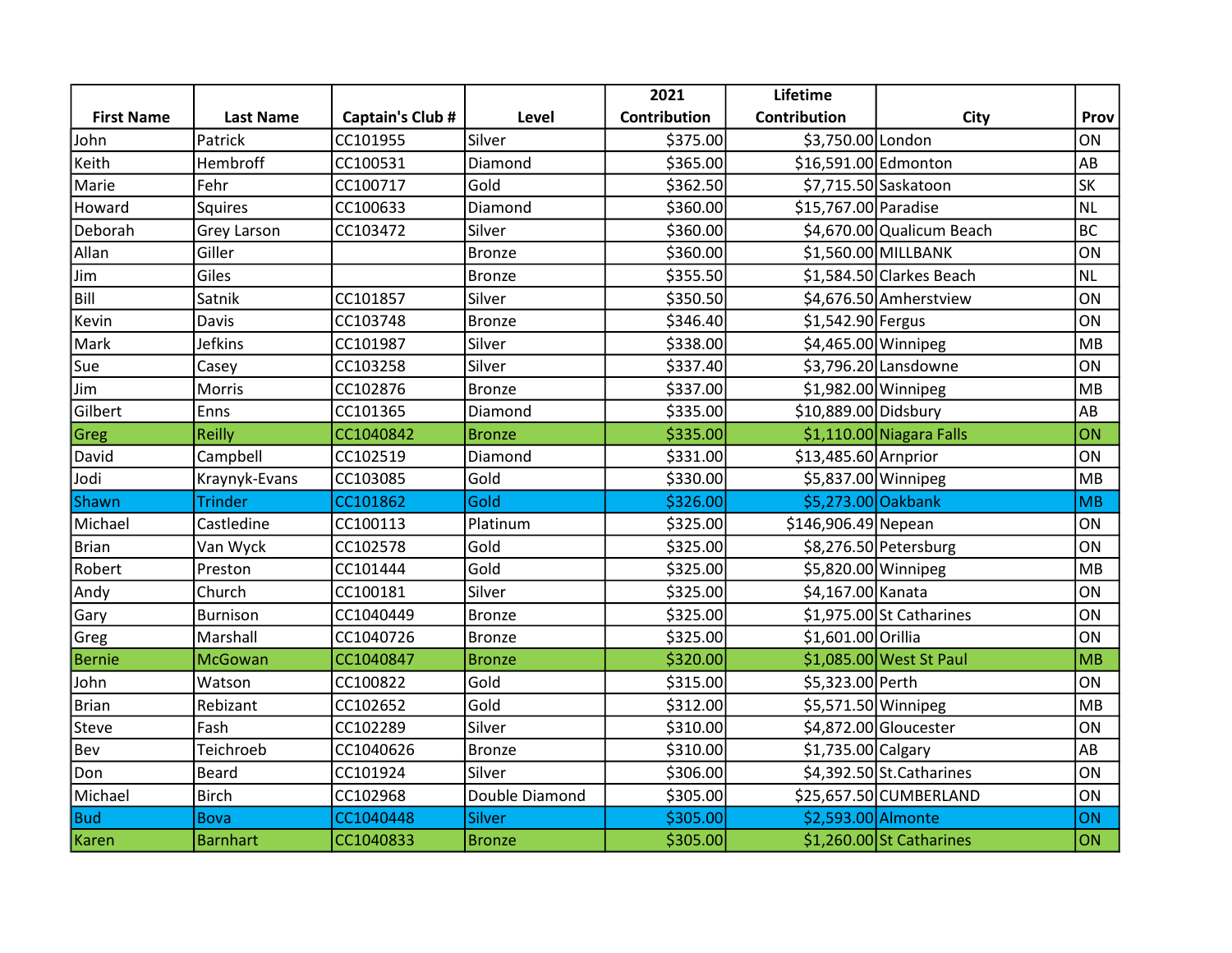| First Name | Last Name | Captain's Club # | Level | 2021 Contribution | Lifetime Contribution | City | Prov |
|---|---|---|---|---|---|---|---|
| John | Patrick | CC101955 | Silver | $375.00 | $3,750.00 | London | ON |
| Keith | Hembroff | CC100531 | Diamond | $365.00 | $16,591.00 | Edmonton | AB |
| Marie | Fehr | CC100717 | Gold | $362.50 | $7,715.50 | Saskatoon | SK |
| Howard | Squires | CC100633 | Diamond | $360.00 | $15,767.00 | Paradise | NL |
| Deborah | Grey Larson | CC103472 | Silver | $360.00 | $4,670.00 | Qualicum Beach | BC |
| Allan | Giller | | Bronze | $360.00 | $1,560.00 | MILLBANK | ON |
| Jim | Giles | | Bronze | $355.50 | $1,584.50 | Clarkes Beach | NL |
| Bill | Satnik | CC101857 | Silver | $350.50 | $4,676.50 | Amherstview | ON |
| Kevin | Davis | CC103748 | Bronze | $346.40 | $1,542.90 | Fergus | ON |
| Mark | Jefkins | CC101987 | Silver | $338.00 | $4,465.00 | Winnipeg | MB |
| Sue | Casey | CC103258 | Silver | $337.40 | $3,796.20 | Lansdowne | ON |
| Jim | Morris | CC102876 | Bronze | $337.00 | $1,982.00 | Winnipeg | MB |
| Gilbert | Enns | CC101365 | Diamond | $335.00 | $10,889.00 | Didsbury | AB |
| Greg | Reilly | CC1040842 | Bronze | $335.00 | $1,110.00 | Niagara Falls | ON |
| David | Campbell | CC102519 | Diamond | $331.00 | $13,485.60 | Arnprior | ON |
| Jodi | Kraynyk-Evans | CC103085 | Gold | $330.00 | $5,837.00 | Winnipeg | MB |
| Shawn | Trinder | CC101862 | Gold | $326.00 | $5,273.00 | Oakbank | MB |
| Michael | Castledine | CC100113 | Platinum | $325.00 | $146,906.49 | Nepean | ON |
| Brian | Van Wyck | CC102578 | Gold | $325.00 | $8,276.50 | Petersburg | ON |
| Robert | Preston | CC101444 | Gold | $325.00 | $5,820.00 | Winnipeg | MB |
| Andy | Church | CC100181 | Silver | $325.00 | $4,167.00 | Kanata | ON |
| Gary | Burnison | CC1040449 | Bronze | $325.00 | $1,975.00 | St Catharines | ON |
| Greg | Marshall | CC1040726 | Bronze | $325.00 | $1,601.00 | Orillia | ON |
| Bernie | McGowan | CC1040847 | Bronze | $320.00 | $1,085.00 | West St Paul | MB |
| John | Watson | CC100822 | Gold | $315.00 | $5,323.00 | Perth | ON |
| Brian | Rebizant | CC102652 | Gold | $312.00 | $5,571.50 | Winnipeg | MB |
| Steve | Fash | CC102289 | Silver | $310.00 | $4,872.00 | Gloucester | ON |
| Bev | Teichroeb | CC1040626 | Bronze | $310.00 | $1,735.00 | Calgary | AB |
| Don | Beard | CC101924 | Silver | $306.00 | $4,392.50 | St.Catharines | ON |
| Michael | Birch | CC102968 | Double Diamond | $305.00 | $25,657.50 | CUMBERLAND | ON |
| Bud | Bova | CC1040448 | Silver | $305.00 | $2,593.00 | Almonte | ON |
| Karen | Barnhart | CC1040833 | Bronze | $305.00 | $1,260.00 | St Catharines | ON |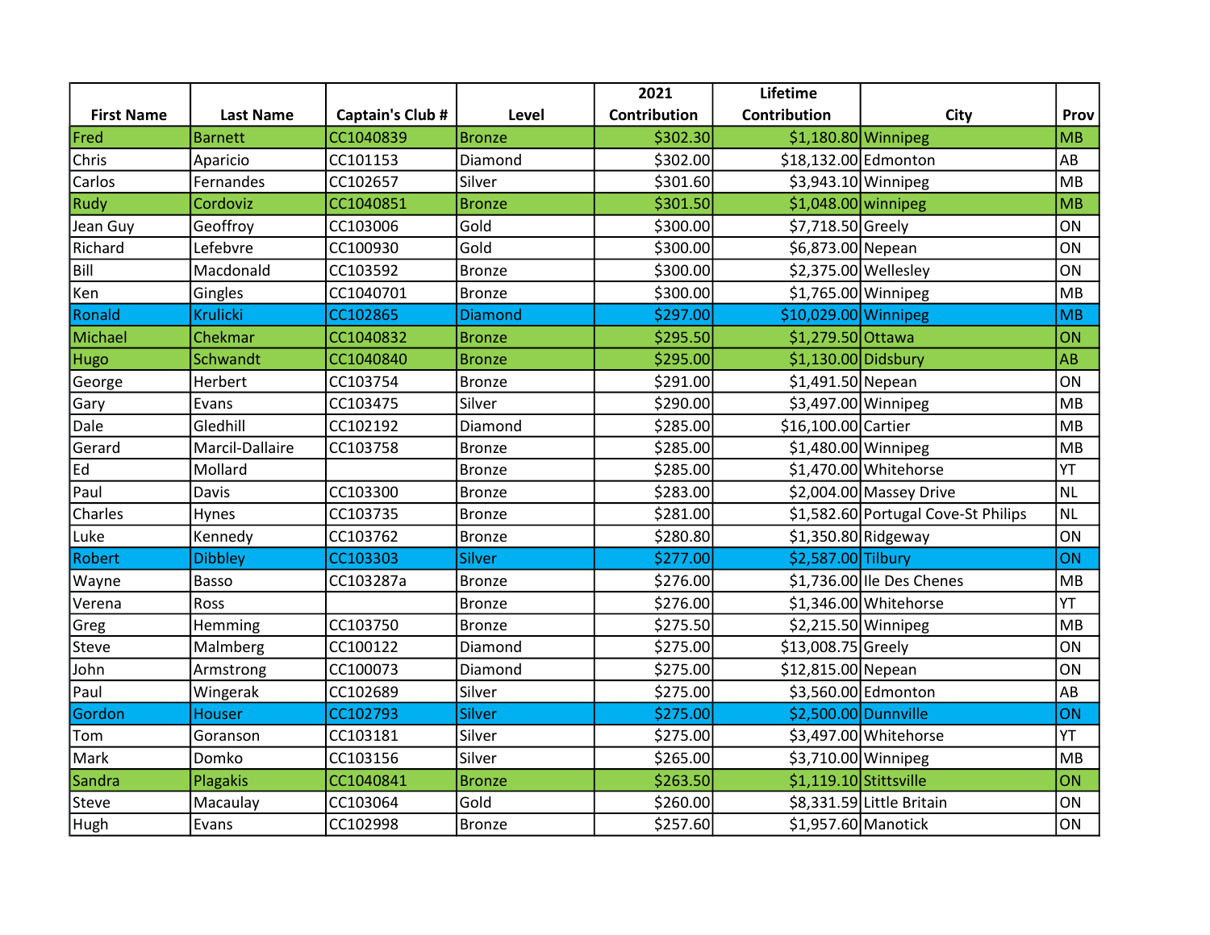| First Name | Last Name | Captain's Club # | Level | 2021 Contribution | Lifetime Contribution | City | Prov |
|---|---|---|---|---|---|---|---|
| Fred | Barnett | CC1040839 | Bronze | $302.30 | $1,180.80 | Winnipeg | MB |
| Chris | Aparicio | CC101153 | Diamond | $302.00 | $18,132.00 | Edmonton | AB |
| Carlos | Fernandes | CC102657 | Silver | $301.60 | $3,943.10 | Winnipeg | MB |
| Rudy | Cordoviz | CC1040851 | Bronze | $301.50 | $1,048.00 | winnipeg | MB |
| Jean Guy | Geoffroy | CC103006 | Gold | $300.00 | $7,718.50 | Greely | ON |
| Richard | Lefebvre | CC100930 | Gold | $300.00 | $6,873.00 | Nepean | ON |
| Bill | Macdonald | CC103592 | Bronze | $300.00 | $2,375.00 | Wellesley | ON |
| Ken | Gingles | CC1040701 | Bronze | $300.00 | $1,765.00 | Winnipeg | MB |
| Ronald | Krulicki | CC102865 | Diamond | $297.00 | $10,029.00 | Winnipeg | MB |
| Michael | Chekmar | CC1040832 | Bronze | $295.50 | $1,279.50 | Ottawa | ON |
| Hugo | Schwandt | CC1040840 | Bronze | $295.00 | $1,130.00 | Didsbury | AB |
| George | Herbert | CC103754 | Bronze | $291.00 | $1,491.50 | Nepean | ON |
| Gary | Evans | CC103475 | Silver | $290.00 | $3,497.00 | Winnipeg | MB |
| Dale | Gledhill | CC102192 | Diamond | $285.00 | $16,100.00 | Cartier | MB |
| Gerard | Marcil-Dallaire | CC103758 | Bronze | $285.00 | $1,480.00 | Winnipeg | MB |
| Ed | Mollard | | Bronze | $285.00 | $1,470.00 | Whitehorse | YT |
| Paul | Davis | CC103300 | Bronze | $283.00 | $2,004.00 | Massey Drive | NL |
| Charles | Hynes | CC103735 | Bronze | $281.00 | $1,582.60 | Portugal Cove-St Philips | NL |
| Luke | Kennedy | CC103762 | Bronze | $280.80 | $1,350.80 | Ridgeway | ON |
| Robert | Dibbley | CC103303 | Silver | $277.00 | $2,587.00 | Tilbury | ON |
| Wayne | Basso | CC103287a | Bronze | $276.00 | $1,736.00 | Ile Des Chenes | MB |
| Verena | Ross | | Bronze | $276.00 | $1,346.00 | Whitehorse | YT |
| Greg | Hemming | CC103750 | Bronze | $275.50 | $2,215.50 | Winnipeg | MB |
| Steve | Malmberg | CC100122 | Diamond | $275.00 | $13,008.75 | Greely | ON |
| John | Armstrong | CC100073 | Diamond | $275.00 | $12,815.00 | Nepean | ON |
| Paul | Wingerak | CC102689 | Silver | $275.00 | $3,560.00 | Edmonton | AB |
| Gordon | Houser | CC102793 | Silver | $275.00 | $2,500.00 | Dunnville | ON |
| Tom | Goranson | CC103181 | Silver | $275.00 | $3,497.00 | Whitehorse | YT |
| Mark | Domko | CC103156 | Silver | $265.00 | $3,710.00 | Winnipeg | MB |
| Sandra | Plagakis | CC1040841 | Bronze | $263.50 | $1,119.10 | Stittsville | ON |
| Steve | Macaulay | CC103064 | Gold | $260.00 | $8,331.59 | Little Britain | ON |
| Hugh | Evans | CC102998 | Bronze | $257.60 | $1,957.60 | Manotick | ON |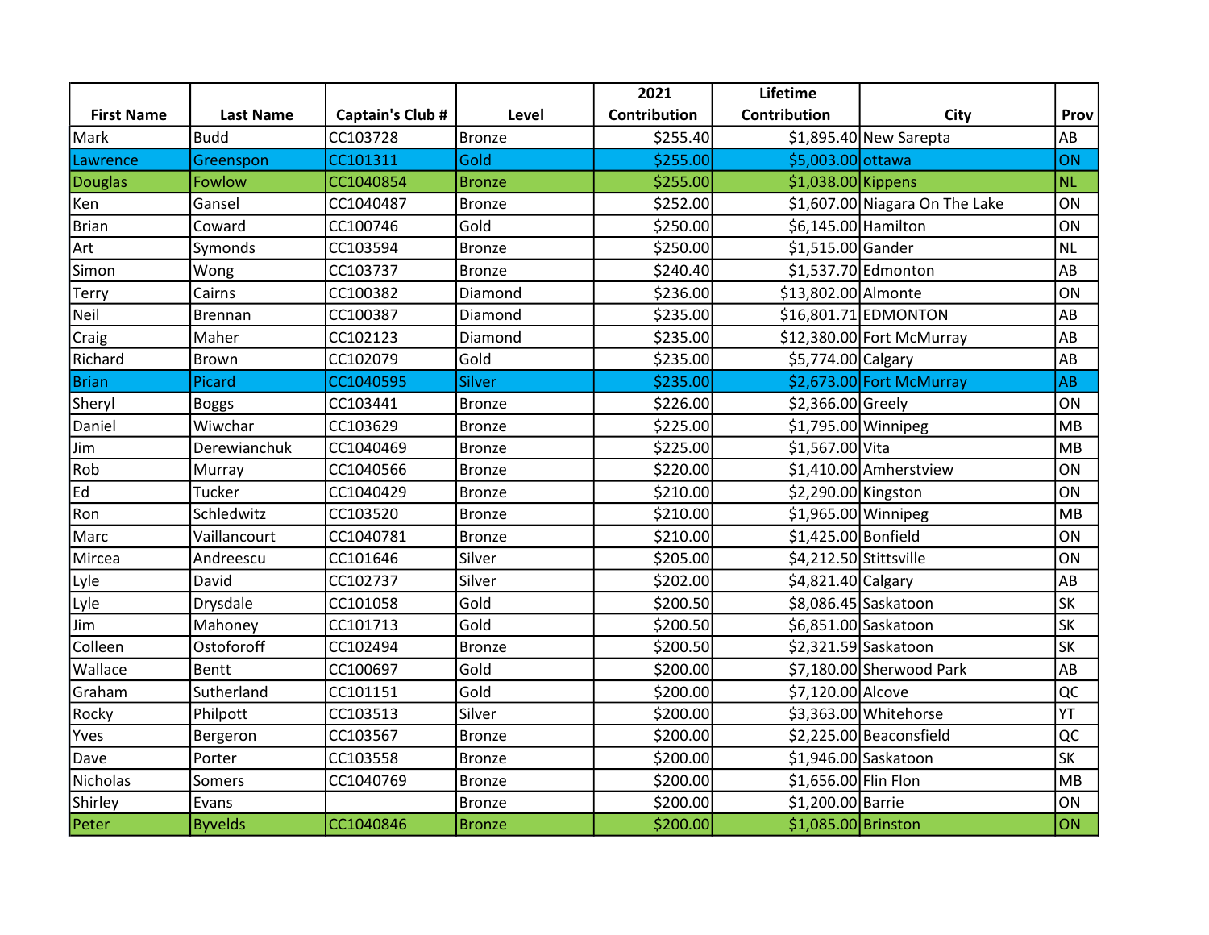| First Name | Last Name | Captain's Club # | Level | 2021 Contribution | Lifetime Contribution | City | Prov |
|---|---|---|---|---|---|---|---|
| Mark | Budd | CC103728 | Bronze | $255.40 | $1,895.40 | New Sarepta | AB |
| Lawrence | Greenspon | CC101311 | Gold | $255.00 | $5,003.00 | ottawa | ON |
| Douglas | Fowlow | CC1040854 | Bronze | $255.00 | $1,038.00 | Kippens | NL |
| Ken | Gansel | CC1040487 | Bronze | $252.00 | $1,607.00 | Niagara On The Lake | ON |
| Brian | Coward | CC100746 | Gold | $250.00 | $6,145.00 | Hamilton | ON |
| Art | Symonds | CC103594 | Bronze | $250.00 | $1,515.00 | Gander | NL |
| Simon | Wong | CC103737 | Bronze | $240.40 | $1,537.70 | Edmonton | AB |
| Terry | Cairns | CC100382 | Diamond | $236.00 | $13,802.00 | Almonte | ON |
| Neil | Brennan | CC100387 | Diamond | $235.00 | $16,801.71 | EDMONTON | AB |
| Craig | Maher | CC102123 | Diamond | $235.00 | $12,380.00 | Fort McMurray | AB |
| Richard | Brown | CC102079 | Gold | $235.00 | $5,774.00 | Calgary | AB |
| Brian | Picard | CC1040595 | Silver | $235.00 | $2,673.00 | Fort McMurray | AB |
| Sheryl | Boggs | CC103441 | Bronze | $226.00 | $2,366.00 | Greely | ON |
| Daniel | Wiwchar | CC103629 | Bronze | $225.00 | $1,795.00 | Winnipeg | MB |
| Jim | Derewianchuk | CC1040469 | Bronze | $225.00 | $1,567.00 | Vita | MB |
| Rob | Murray | CC1040566 | Bronze | $220.00 | $1,410.00 | Amherstview | ON |
| Ed | Tucker | CC1040429 | Bronze | $210.00 | $2,290.00 | Kingston | ON |
| Ron | Schledwitz | CC103520 | Bronze | $210.00 | $1,965.00 | Winnipeg | MB |
| Marc | Vaillancourt | CC1040781 | Bronze | $210.00 | $1,425.00 | Bonfield | ON |
| Mircea | Andreescu | CC101646 | Silver | $205.00 | $4,212.50 | Stittsville | ON |
| Lyle | David | CC102737 | Silver | $202.00 | $4,821.40 | Calgary | AB |
| Lyle | Drysdale | CC101058 | Gold | $200.50 | $8,086.45 | Saskatoon | SK |
| Jim | Mahoney | CC101713 | Gold | $200.50 | $6,851.00 | Saskatoon | SK |
| Colleen | Ostoforoff | CC102494 | Bronze | $200.50 | $2,321.59 | Saskatoon | SK |
| Wallace | Bentt | CC100697 | Gold | $200.00 | $7,180.00 | Sherwood Park | AB |
| Graham | Sutherland | CC101151 | Gold | $200.00 | $7,120.00 | Alcove | QC |
| Rocky | Philpott | CC103513 | Silver | $200.00 | $3,363.00 | Whitehorse | YT |
| Yves | Bergeron | CC103567 | Bronze | $200.00 | $2,225.00 | Beaconsfield | QC |
| Dave | Porter | CC103558 | Bronze | $200.00 | $1,946.00 | Saskatoon | SK |
| Nicholas | Somers | CC1040769 | Bronze | $200.00 | $1,656.00 | Flin Flon | MB |
| Shirley | Evans | | Bronze | $200.00 | $1,200.00 | Barrie | ON |
| Peter | Byvelds | CC1040846 | Bronze | $200.00 | $1,085.00 | Brinston | ON |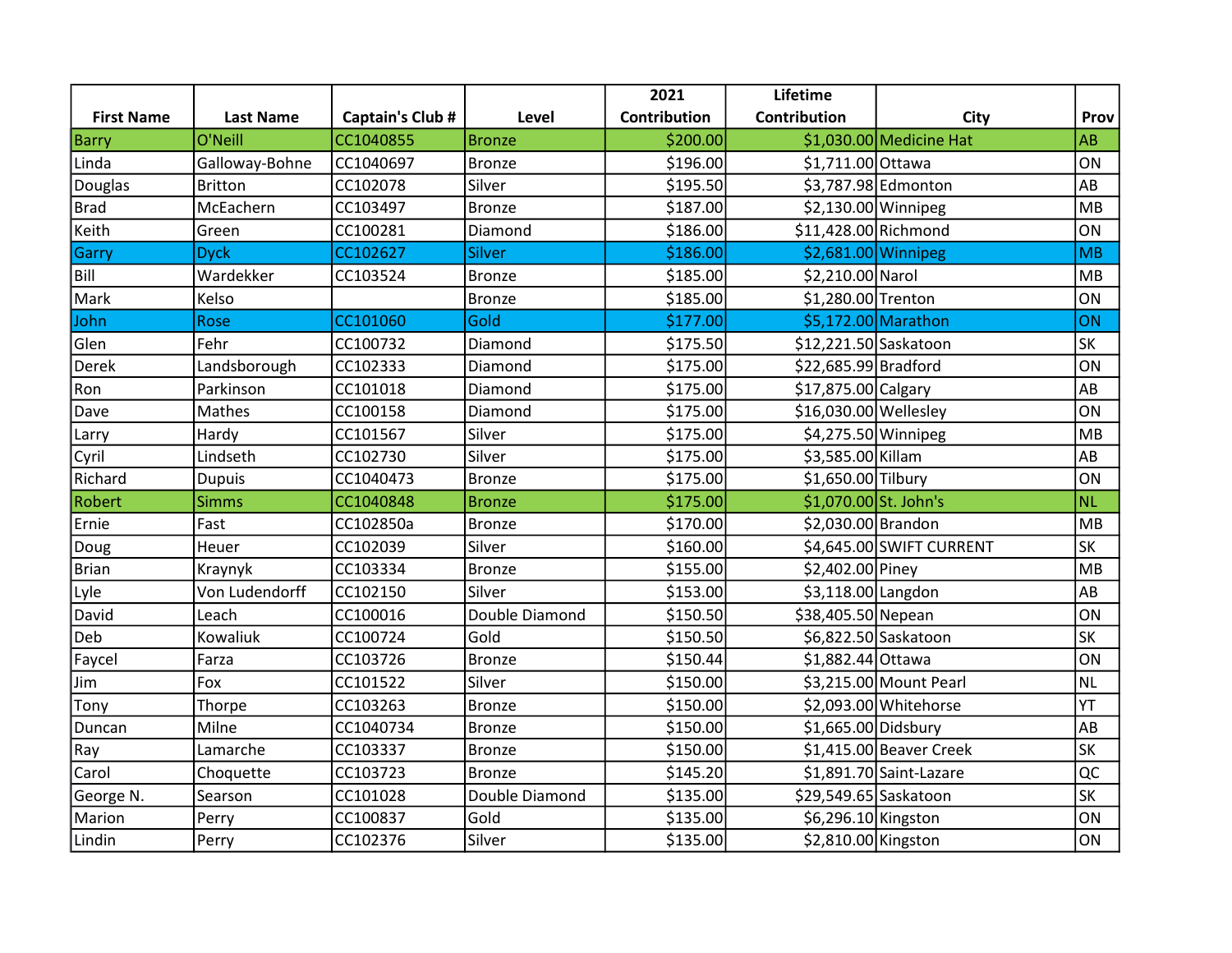| First Name | Last Name | Captain's Club # | Level | 2021 Contribution | Lifetime Contribution | City | Prov |
|---|---|---|---|---|---|---|---|
| Barry | O'Neill | CC1040855 | Bronze | $200.00 | $1,030.00 | Medicine Hat | AB |
| Linda | Galloway-Bohne | CC1040697 | Bronze | $196.00 | $1,711.00 | Ottawa | ON |
| Douglas | Britton | CC102078 | Silver | $195.50 | $3,787.98 | Edmonton | AB |
| Brad | McEachern | CC103497 | Bronze | $187.00 | $2,130.00 | Winnipeg | MB |
| Keith | Green | CC100281 | Diamond | $186.00 | $11,428.00 | Richmond | ON |
| Garry | Dyck | CC102627 | Silver | $186.00 | $2,681.00 | Winnipeg | MB |
| Bill | Wardekker | CC103524 | Bronze | $185.00 | $2,210.00 | Narol | MB |
| Mark | Kelso | | Bronze | $185.00 | $1,280.00 | Trenton | ON |
| John | Rose | CC101060 | Gold | $177.00 | $5,172.00 | Marathon | ON |
| Glen | Fehr | CC100732 | Diamond | $175.50 | $12,221.50 | Saskatoon | SK |
| Derek | Landsborough | CC102333 | Diamond | $175.00 | $22,685.99 | Bradford | ON |
| Ron | Parkinson | CC101018 | Diamond | $175.00 | $17,875.00 | Calgary | AB |
| Dave | Mathes | CC100158 | Diamond | $175.00 | $16,030.00 | Wellesley | ON |
| Larry | Hardy | CC101567 | Silver | $175.00 | $4,275.50 | Winnipeg | MB |
| Cyril | Lindseth | CC102730 | Silver | $175.00 | $3,585.00 | Killam | AB |
| Richard | Dupuis | CC1040473 | Bronze | $175.00 | $1,650.00 | Tilbury | ON |
| Robert | Simms | CC1040848 | Bronze | $175.00 | $1,070.00 | St. John's | NL |
| Ernie | Fast | CC102850a | Bronze | $170.00 | $2,030.00 | Brandon | MB |
| Doug | Heuer | CC102039 | Silver | $160.00 | $4,645.00 | SWIFT CURRENT | SK |
| Brian | Kraynyk | CC103334 | Bronze | $155.00 | $2,402.00 | Piney | MB |
| Lyle | Von Ludendorff | CC102150 | Silver | $153.00 | $3,118.00 | Langdon | AB |
| David | Leach | CC100016 | Double Diamond | $150.50 | $38,405.50 | Nepean | ON |
| Deb | Kowaliuk | CC100724 | Gold | $150.50 | $6,822.50 | Saskatoon | SK |
| Faycel | Farza | CC103726 | Bronze | $150.44 | $1,882.44 | Ottawa | ON |
| Jim | Fox | CC101522 | Silver | $150.00 | $3,215.00 | Mount Pearl | NL |
| Tony | Thorpe | CC103263 | Bronze | $150.00 | $2,093.00 | Whitehorse | YT |
| Duncan | Milne | CC1040734 | Bronze | $150.00 | $1,665.00 | Didsbury | AB |
| Ray | Lamarche | CC103337 | Bronze | $150.00 | $1,415.00 | Beaver Creek | SK |
| Carol | Choquette | CC103723 | Bronze | $145.20 | $1,891.70 | Saint-Lazare | QC |
| George N. | Searson | CC101028 | Double Diamond | $135.00 | $29,549.65 | Saskatoon | SK |
| Marion | Perry | CC100837 | Gold | $135.00 | $6,296.10 | Kingston | ON |
| Lindin | Perry | CC102376 | Silver | $135.00 | $2,810.00 | Kingston | ON |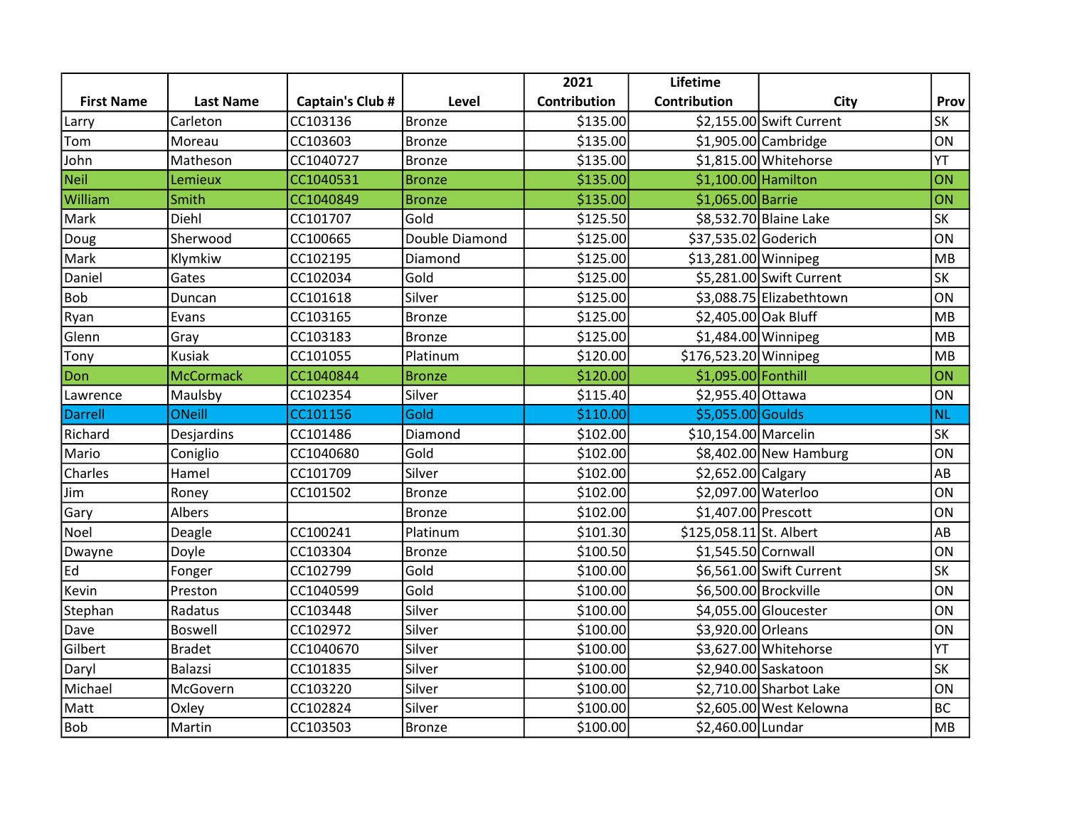| First Name | Last Name | Captain's Club # | Level | 2021 Contribution | Lifetime Contribution | City | Prov |
|---|---|---|---|---|---|---|---|
| Larry | Carleton | CC103136 | Bronze | $135.00 | $2,155.00 | Swift Current | SK |
| Tom | Moreau | CC103603 | Bronze | $135.00 | $1,905.00 | Cambridge | ON |
| John | Matheson | CC1040727 | Bronze | $135.00 | $1,815.00 | Whitehorse | YT |
| Neil | Lemieux | CC1040531 | Bronze | $135.00 | $1,100.00 | Hamilton | ON |
| William | Smith | CC1040849 | Bronze | $135.00 | $1,065.00 | Barrie | ON |
| Mark | Diehl | CC101707 | Gold | $125.50 | $8,532.70 | Blaine Lake | SK |
| Doug | Sherwood | CC100665 | Double Diamond | $125.00 | $37,535.02 | Goderich | ON |
| Mark | Klymkiw | CC102195 | Diamond | $125.00 | $13,281.00 | Winnipeg | MB |
| Daniel | Gates | CC102034 | Gold | $125.00 | $5,281.00 | Swift Current | SK |
| Bob | Duncan | CC101618 | Silver | $125.00 | $3,088.75 | Elizabethtown | ON |
| Ryan | Evans | CC103165 | Bronze | $125.00 | $2,405.00 | Oak Bluff | MB |
| Glenn | Gray | CC103183 | Bronze | $125.00 | $1,484.00 | Winnipeg | MB |
| Tony | Kusiak | CC101055 | Platinum | $120.00 | $176,523.20 | Winnipeg | MB |
| Don | McCormack | CC1040844 | Bronze | $120.00 | $1,095.00 | Fonthill | ON |
| Lawrence | Maulsby | CC102354 | Silver | $115.40 | $2,955.40 | Ottawa | ON |
| Darrell | ONeill | CC101156 | Gold | $110.00 | $5,055.00 | Goulds | NL |
| Richard | Desjardins | CC101486 | Diamond | $102.00 | $10,154.00 | Marcelin | SK |
| Mario | Coniglio | CC1040680 | Gold | $102.00 | $8,402.00 | New Hamburg | ON |
| Charles | Hamel | CC101709 | Silver | $102.00 | $2,652.00 | Calgary | AB |
| Jim | Roney | CC101502 | Bronze | $102.00 | $2,097.00 | Waterloo | ON |
| Gary | Albers | | Bronze | $102.00 | $1,407.00 | Prescott | ON |
| Noel | Deagle | CC100241 | Platinum | $101.30 | $125,058.11 | St. Albert | AB |
| Dwayne | Doyle | CC103304 | Bronze | $100.50 | $1,545.50 | Cornwall | ON |
| Ed | Fonger | CC102799 | Gold | $100.00 | $6,561.00 | Swift Current | SK |
| Kevin | Preston | CC1040599 | Gold | $100.00 | $6,500.00 | Brockville | ON |
| Stephan | Radatus | CC103448 | Silver | $100.00 | $4,055.00 | Gloucester | ON |
| Dave | Boswell | CC102972 | Silver | $100.00 | $3,920.00 | Orleans | ON |
| Gilbert | Bradet | CC1040670 | Silver | $100.00 | $3,627.00 | Whitehorse | YT |
| Daryl | Balazsi | CC101835 | Silver | $100.00 | $2,940.00 | Saskatoon | SK |
| Michael | McGovern | CC103220 | Silver | $100.00 | $2,710.00 | Sharbot Lake | ON |
| Matt | Oxley | CC102824 | Silver | $100.00 | $2,605.00 | West Kelowna | BC |
| Bob | Martin | CC103503 | Bronze | $100.00 | $2,460.00 | Lundar | MB |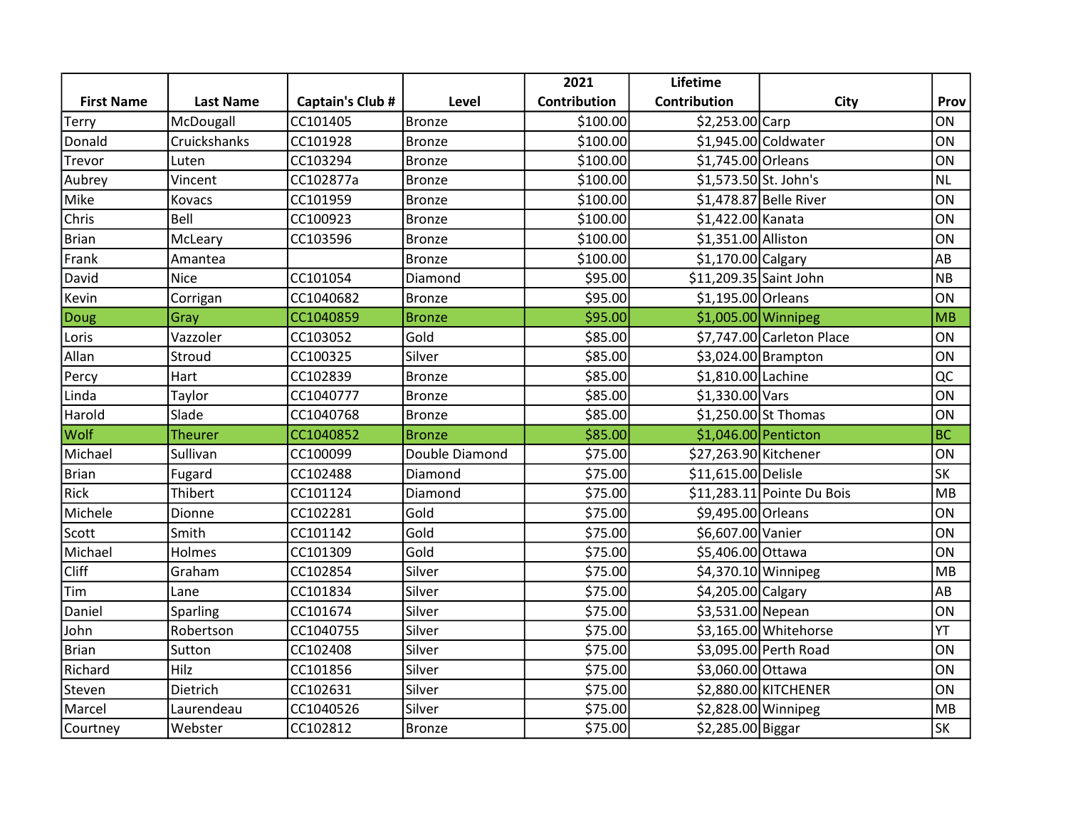| First Name | Last Name | Captain's Club # | Level | 2021 Contribution | Lifetime Contribution | City | Prov |
|---|---|---|---|---|---|---|---|
| Terry | McDougall | CC101405 | Bronze | $100.00 | $2,253.00 | Carp | ON |
| Donald | Cruickshanks | CC101928 | Bronze | $100.00 | $1,945.00 | Coldwater | ON |
| Trevor | Luten | CC103294 | Bronze | $100.00 | $1,745.00 | Orleans | ON |
| Aubrey | Vincent | CC102877a | Bronze | $100.00 | $1,573.50 | St. John's | NL |
| Mike | Kovacs | CC101959 | Bronze | $100.00 | $1,478.87 | Belle River | ON |
| Chris | Bell | CC100923 | Bronze | $100.00 | $1,422.00 | Kanata | ON |
| Brian | McLeary | CC103596 | Bronze | $100.00 | $1,351.00 | Alliston | ON |
| Frank | Amantea | | Bronze | $100.00 | $1,170.00 | Calgary | AB |
| David | Nice | CC101054 | Diamond | $95.00 | $11,209.35 | Saint John | NB |
| Kevin | Corrigan | CC1040682 | Bronze | $95.00 | $1,195.00 | Orleans | ON |
| Doug | Gray | CC1040859 | Bronze | $95.00 | $1,005.00 | Winnipeg | MB |
| Loris | Vazzoler | CC103052 | Gold | $85.00 | $7,747.00 | Carleton Place | ON |
| Allan | Stroud | CC100325 | Silver | $85.00 | $3,024.00 | Brampton | ON |
| Percy | Hart | CC102839 | Bronze | $85.00 | $1,810.00 | Lachine | QC |
| Linda | Taylor | CC1040777 | Bronze | $85.00 | $1,330.00 | Vars | ON |
| Harold | Slade | CC1040768 | Bronze | $85.00 | $1,250.00 | St Thomas | ON |
| Wolf | Theurer | CC1040852 | Bronze | $85.00 | $1,046.00 | Penticton | BC |
| Michael | Sullivan | CC100099 | Double Diamond | $75.00 | $27,263.90 | Kitchener | ON |
| Brian | Fugard | CC102488 | Diamond | $75.00 | $11,615.00 | Delisle | SK |
| Rick | Thibert | CC101124 | Diamond | $75.00 | $11,283.11 | Pointe Du Bois | MB |
| Michele | Dionne | CC102281 | Gold | $75.00 | $9,495.00 | Orleans | ON |
| Scott | Smith | CC101142 | Gold | $75.00 | $6,607.00 | Vanier | ON |
| Michael | Holmes | CC101309 | Gold | $75.00 | $5,406.00 | Ottawa | ON |
| Cliff | Graham | CC102854 | Silver | $75.00 | $4,370.10 | Winnipeg | MB |
| Tim | Lane | CC101834 | Silver | $75.00 | $4,205.00 | Calgary | AB |
| Daniel | Sparling | CC101674 | Silver | $75.00 | $3,531.00 | Nepean | ON |
| John | Robertson | CC1040755 | Silver | $75.00 | $3,165.00 | Whitehorse | YT |
| Brian | Sutton | CC102408 | Silver | $75.00 | $3,095.00 | Perth Road | ON |
| Richard | Hilz | CC101856 | Silver | $75.00 | $3,060.00 | Ottawa | ON |
| Steven | Dietrich | CC102631 | Silver | $75.00 | $2,880.00 | KITCHENER | ON |
| Marcel | Laurendeau | CC1040526 | Silver | $75.00 | $2,828.00 | Winnipeg | MB |
| Courtney | Webster | CC102812 | Bronze | $75.00 | $2,285.00 | Biggar | SK |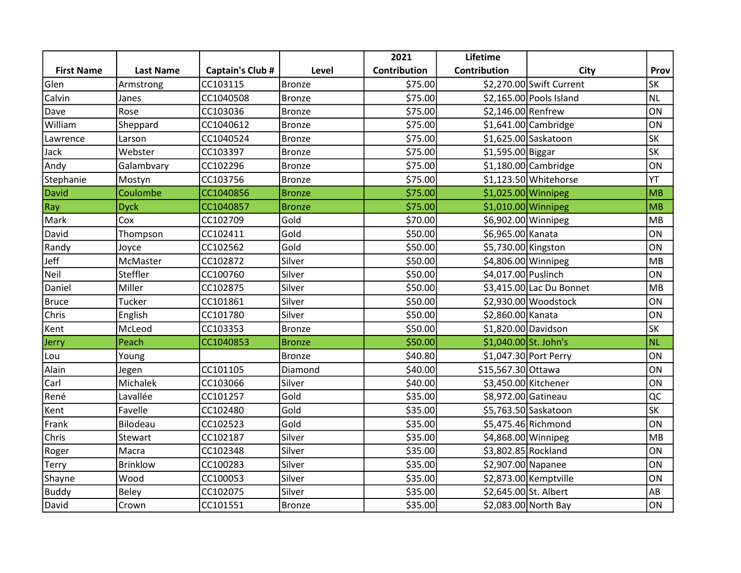| First Name | Last Name | Captain's Club # | Level | 2021 Contribution | Lifetime Contribution | City | Prov |
|---|---|---|---|---|---|---|---|
| Glen | Armstrong | CC103115 | Bronze | $75.00 | $2,270.00 | Swift Current | SK |
| Calvin | Janes | CC1040508 | Bronze | $75.00 | $2,165.00 | Pools Island | NL |
| Dave | Rose | CC103036 | Bronze | $75.00 | $2,146.00 | Renfrew | ON |
| William | Sheppard | CC1040612 | Bronze | $75.00 | $1,641.00 | Cambridge | ON |
| Lawrence | Larson | CC1040524 | Bronze | $75.00 | $1,625.00 | Saskatoon | SK |
| Jack | Webster | CC103397 | Bronze | $75.00 | $1,595.00 | Biggar | SK |
| Andy | Galambvary | CC102296 | Bronze | $75.00 | $1,180.00 | Cambridge | ON |
| Stephanie | Mostyn | CC103756 | Bronze | $75.00 | $1,123.50 | Whitehorse | YT |
| David | Coulombe | CC1040856 | Bronze | $75.00 | $1,025.00 | Winnipeg | MB |
| Ray | Dyck | CC1040857 | Bronze | $75.00 | $1,010.00 | Winnipeg | MB |
| Mark | Cox | CC102709 | Gold | $70.00 | $6,902.00 | Winnipeg | MB |
| David | Thompson | CC102411 | Gold | $50.00 | $6,965.00 | Kanata | ON |
| Randy | Joyce | CC102562 | Gold | $50.00 | $5,730.00 | Kingston | ON |
| Jeff | McMaster | CC102872 | Silver | $50.00 | $4,806.00 | Winnipeg | MB |
| Neil | Steffler | CC100760 | Silver | $50.00 | $4,017.00 | Puslinch | ON |
| Daniel | Miller | CC102875 | Silver | $50.00 | $3,415.00 | Lac Du Bonnet | MB |
| Bruce | Tucker | CC101861 | Silver | $50.00 | $2,930.00 | Woodstock | ON |
| Chris | English | CC101780 | Silver | $50.00 | $2,860.00 | Kanata | ON |
| Kent | McLeod | CC103353 | Bronze | $50.00 | $1,820.00 | Davidson | SK |
| Jerry | Peach | CC1040853 | Bronze | $50.00 | $1,040.00 | St. John's | NL |
| Lou | Young | | Bronze | $40.80 | $1,047.30 | Port Perry | ON |
| Alain | Jegen | CC101105 | Diamond | $40.00 | $15,567.30 | Ottawa | ON |
| Carl | Michalek | CC103066 | Silver | $40.00 | $3,450.00 | Kitchener | ON |
| René | Lavallée | CC101257 | Gold | $35.00 | $8,972.00 | Gatineau | QC |
| Kent | Favelle | CC102480 | Gold | $35.00 | $5,763.50 | Saskatoon | SK |
| Frank | Bilodeau | CC102523 | Gold | $35.00 | $5,475.46 | Richmond | ON |
| Chris | Stewart | CC102187 | Silver | $35.00 | $4,868.00 | Winnipeg | MB |
| Roger | Macra | CC102348 | Silver | $35.00 | $3,802.85 | Rockland | ON |
| Terry | Brinklow | CC100283 | Silver | $35.00 | $2,907.00 | Napanee | ON |
| Shayne | Wood | CC100053 | Silver | $35.00 | $2,873.00 | Kemptville | ON |
| Buddy | Beley | CC102075 | Silver | $35.00 | $2,645.00 | St. Albert | AB |
| David | Crown | CC101551 | Bronze | $35.00 | $2,083.00 | North Bay | ON |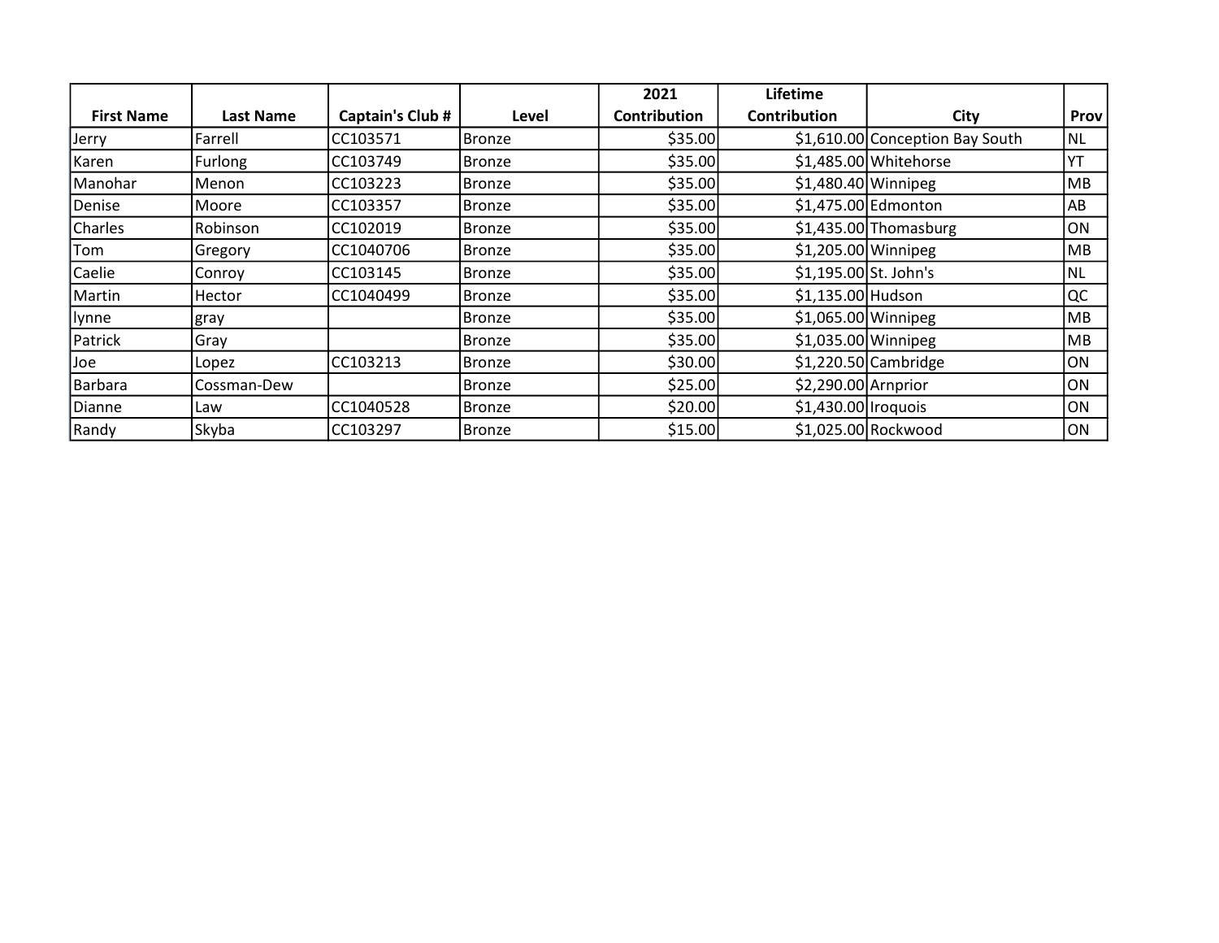| First Name | Last Name | Captain's Club # | Level | 2021 Contribution | Lifetime Contribution | City | Prov |
|---|---|---|---|---|---|---|---|
| Jerry | Farrell | CC103571 | Bronze | $35.00 | $1,610.00 | Conception Bay South | NL |
| Karen | Furlong | CC103749 | Bronze | $35.00 | $1,485.00 | Whitehorse | YT |
| Manohar | Menon | CC103223 | Bronze | $35.00 | $1,480.40 | Winnipeg | MB |
| Denise | Moore | CC103357 | Bronze | $35.00 | $1,475.00 | Edmonton | AB |
| Charles | Robinson | CC102019 | Bronze | $35.00 | $1,435.00 | Thomasburg | ON |
| Tom | Gregory | CC1040706 | Bronze | $35.00 | $1,205.00 | Winnipeg | MB |
| Caelie | Conroy | CC103145 | Bronze | $35.00 | $1,195.00 | St. John's | NL |
| Martin | Hector | CC1040499 | Bronze | $35.00 | $1,135.00 | Hudson | QC |
| lynne | gray | | Bronze | $35.00 | $1,065.00 | Winnipeg | MB |
| Patrick | Gray | | Bronze | $35.00 | $1,035.00 | Winnipeg | MB |
| Joe | Lopez | CC103213 | Bronze | $30.00 | $1,220.50 | Cambridge | ON |
| Barbara | Cossman-Dew | | Bronze | $25.00 | $2,290.00 | Arnprior | ON |
| Dianne | Law | CC1040528 | Bronze | $20.00 | $1,430.00 | Iroquois | ON |
| Randy | Skyba | CC103297 | Bronze | $15.00 | $1,025.00 | Rockwood | ON |